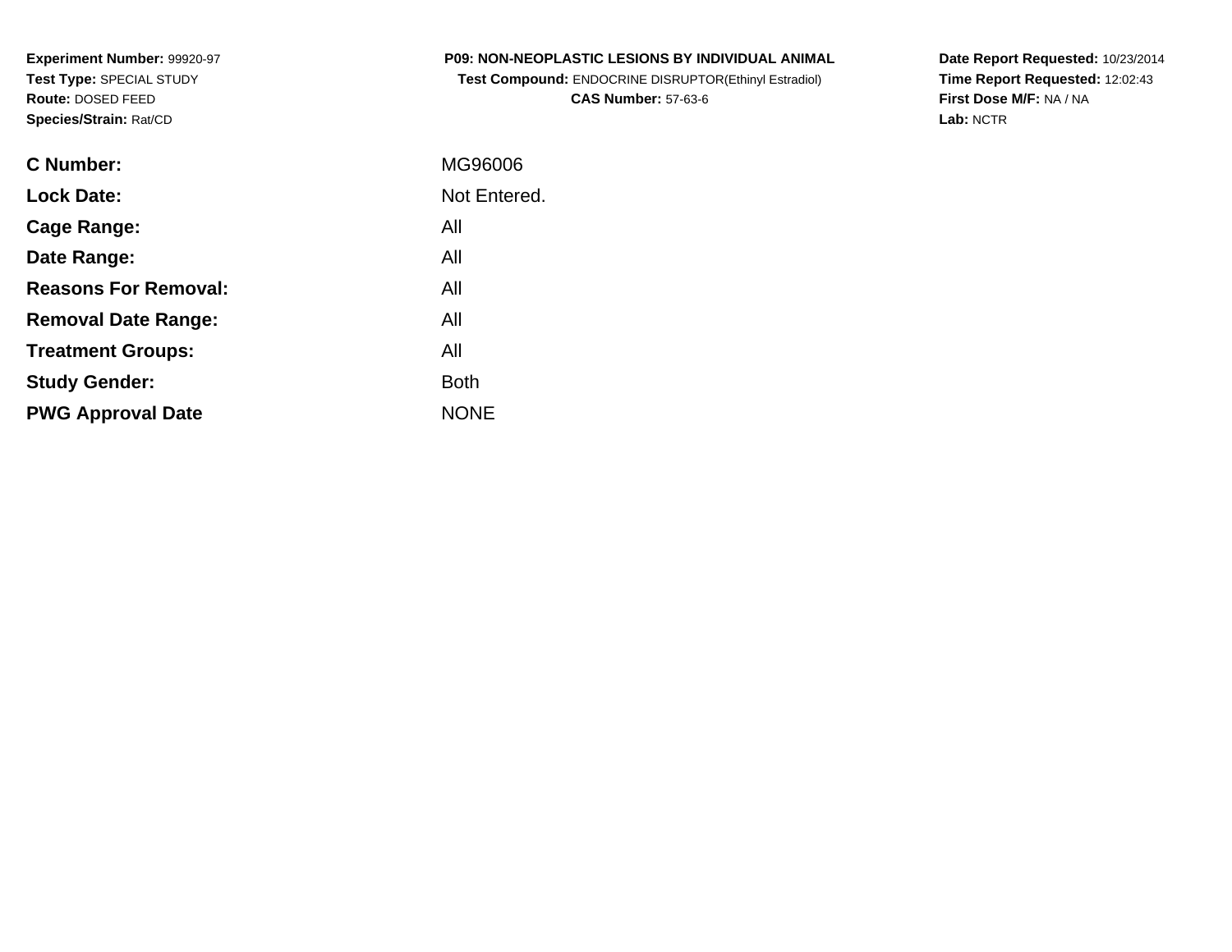**Experiment Number:** 99920-97
**Test Type:** SPECIAL STUDY
**Route:** DOSED FEED
**Species/Strain:** Rat/CD

**P09: NON-NEOPLASTIC LESIONS BY INDIVIDUAL ANIMAL**
**Test Compound:** ENDOCRINE DISRUPTOR(Ethinyl Estradiol)
**CAS Number:** 57-63-6

**Date Report Requested:** 10/23/2014
**Time Report Requested:** 12:02:43
**First Dose M/F:** NA / NA
**Lab:** NCTR

| | |
|---|---|
| **C Number:** | MG96006 |
| **Lock Date:** | Not Entered. |
| **Cage Range:** | All |
| **Date Range:** | All |
| **Reasons For Removal:** | All |
| **Removal Date Range:** | All |
| **Treatment Groups:** | All |
| **Study Gender:** | Both |
| **PWG Approval Date** | NONE |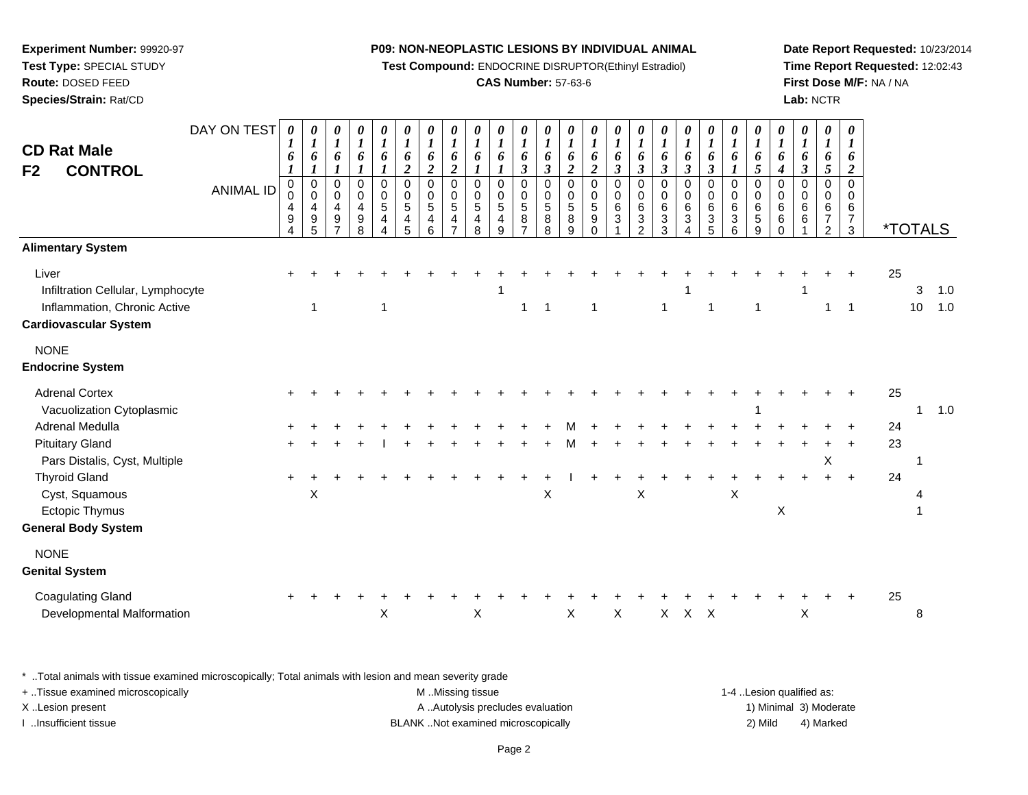**Experiment Number:** 99920-97
**Test Type:** SPECIAL STUDY
**Route:** DOSED FEED
**Species/Strain:** Rat/CD

**P09: NON-NEOPLASTIC LESIONS BY INDIVIDUAL ANIMAL**
**Test Compound:** ENDOCRINE DISRUPTOR(Ethinyl Estradiol)
**CAS Number:** 57-63-6

**Date Report Requested:** 10/23/2014
**Time Report Requested:** 12:02:43
**First Dose M/F:** NA / NA
**Lab:** NCTR

## CD Rat Male
## F2 CONTROL

| DAY ON TEST | 0161 | 0161 | 0161 | 0161 | 0161 | 0162 | 0162 | 0162 | 0161 | 0161 | 0163 | 0163 | 0162 | 0162 | 0163 | 0163 | 0163 | 0163 | 0163 | 0161 | 0165 | 0164 | 0163 | 0165 | 0162 | *TOTALS | | |
|---|---|---|---|---|---|---|---|---|---|---|---|---|---|---|---|---|---|---|---|---|---|---|---|---|---|---|---|---|
| **ANIMAL ID** | 0494 | 0495 | 0497 | 0498 | 0544 | 0545 | 0546 | 0547 | 0548 | 0549 | 0587 | 0588 | 0589 | 0590 | 0631 | 0632 | 0633 | 0634 | 0635 | 0636 | 0659 | 0660 | 0661 | 0672 | 0673 | | | |
| **Alimentary System** | | | | | | | | | | | | | | | | | | | | | | | | | | | | |
| Liver | + | + | + | + | + | + | + | + | + | + | + | + | + | + | + | + | + | + | + | + | + | + | + | + | + | 25 | | |
| Infiltration Cellular, Lymphocyte | | | | | | | | | | 1 | | | | | | | | 1 | | | | | 1 | | | | 3 | 1.0 |
| Inflammation, Chronic Active | | 1 | | | 1 | | | | | | 1 | 1 | | 1 | | | 1 | | 1 | | 1 | | | 1 | 1 | | 10 | 1.0 |
| **Cardiovascular System** | | | | | | | | | | | | | | | | | | | | | | | | | | | | |
| NONE | | | | | | | | | | | | | | | | | | | | | | | | | | | | |
| **Endocrine System** | | | | | | | | | | | | | | | | | | | | | | | | | | | | |
| Adrenal Cortex | + | + | + | + | + | + | + | + | + | + | + | + | + | + | + | + | + | + | + | + | + | + | + | + | + | 25 | | |
| Vacuolization Cytoplasmic | | | | | | | | | | | | | | | | | | | | | 1 | | | | | | 1 | 1.0 |
| Adrenal Medulla | + | + | + | + | + | + | + | + | + | + | + | + | M | + | + | + | + | + | + | + | + | + | + | + | + | 24 | | |
| Pituitary Gland | + | + | + | + | I | + | + | + | + | + | + | + | M | + | + | + | + | + | + | + | + | + | + | + | + | 23 | | |
| Pars Distalis, Cyst, Multiple | | | | | | | | | | | | | | | | | | | | | | | | X | | | 1 | |
| Thyroid Gland | + | + | + | + | + | + | + | + | + | + | + | + | I | + | + | + | + | + | + | + | + | + | + | + | + | 24 | | |
| Cyst, Squamous | | X | | | | | | | | | | X | | | | X | | | | X | | | | | | | 4 | |
| Ectopic Thymus | | | | | | | | | | | | | | | | | | | | | | X | | | | | 1 | |
| **General Body System** | | | | | | | | | | | | | | | | | | | | | | | | | | | | |
| NONE | | | | | | | | | | | | | | | | | | | | | | | | | | | | |
| **Genital System** | | | | | | | | | | | | | | | | | | | | | | | | | | | | |
| Coagulating Gland | + | + | + | + | + | + | + | + | + | + | + | + | + | + | + | + | + | + | + | + | + | + | + | + | + | 25 | | |
| Developmental Malformation | | | | | X | | | | X | | | | X | | X | | X | X | X | | | | X | | | | 8 | |

\* ..Total animals with tissue examined microscopically; Total animals with lesion and mean severity grade
+ ..Tissue examined microscopically
X ..Lesion present
I ..Insufficient tissue

M ..Missing tissue
A ..Autolysis precludes evaluation
BLANK ..Not examined microscopically

1-4 ..Lesion qualified as:
1) Minimal 3) Moderate
2) Mild 4) Marked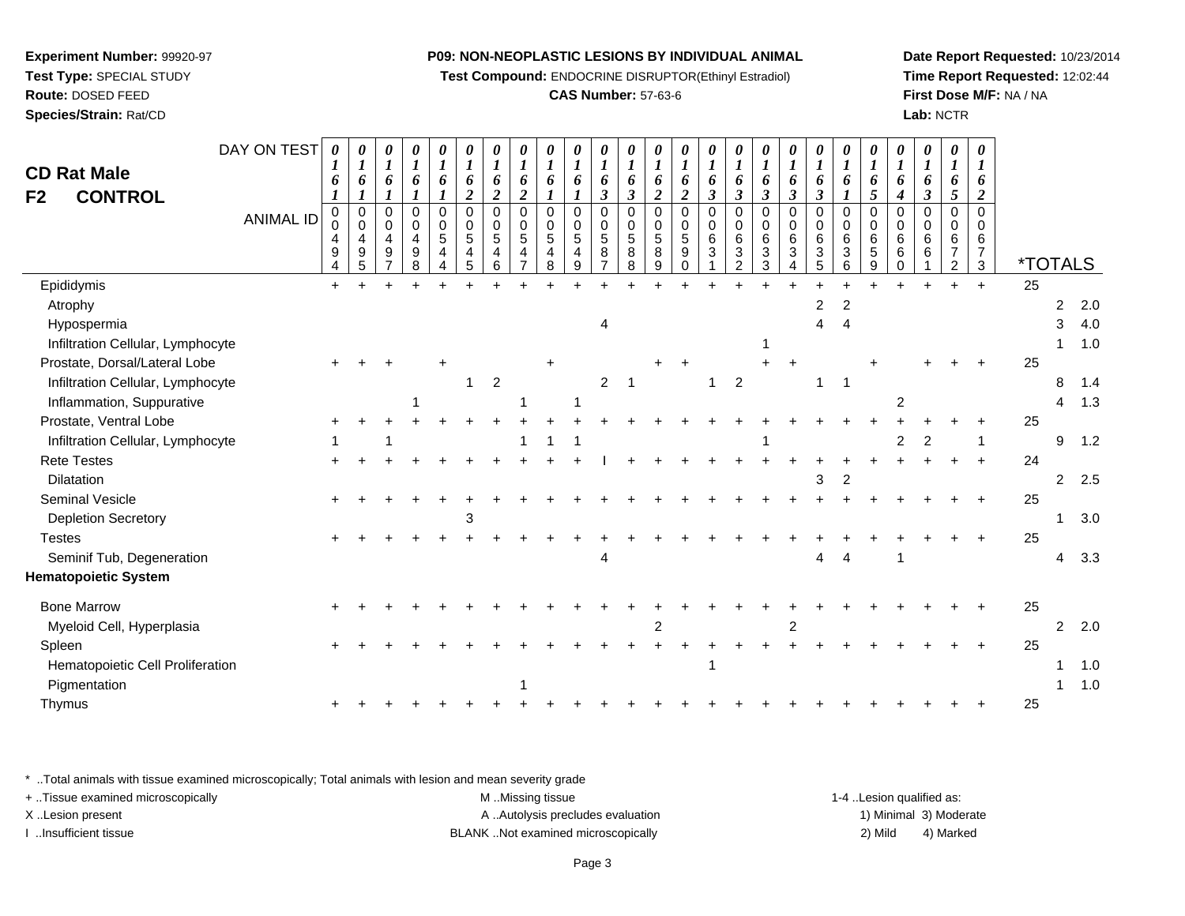**Experiment Number:** 99920-97
**Test Type:** SPECIAL STUDY
**Route:** DOSED FEED
**Species/Strain:** Rat/CD

**P09: NON-NEOPLASTIC LESIONS BY INDIVIDUAL ANIMAL**
**Test Compound:** ENDOCRINE DISRUPTOR(Ethinyl Estradiol)
**CAS Number:** 57-63-6

**Date Report Requested:** 10/23/2014
**Time Report Requested:** 12:02:44
**First Dose M/F:** NA / NA
**Lab:** NCTR

## CD Rat Male
## F2 CONTROL

| DAY ON TEST | 0161 | 0161 | 0161 | 0161 | 0161 | 0162 | 0162 | 0162 | 0161 | 0161 | 0163 | 0163 | 0162 | 0162 | 0163 | 0163 | 0163 | 0163 | 0163 | 0161 | 0165 | 0164 | 0163 | 0165 | 0162 | *TOTALS | | |
|---|---|---|---|---|---|---|---|---|---|---|---|---|---|---|---|---|---|---|---|---|---|---|---|---|---|---|---|---|
| ANIMAL ID | 00494 | 00495 | 00497 | 00498 | 00544 | 00545 | 00546 | 00547 | 00548 | 00549 | 00587 | 00588 | 00589 | 00590 | 00631 | 00632 | 00633 | 00634 | 00635 | 00636 | 00659 | 00660 | 00661 | 00672 | 00673 | | | |
| Epididymis | + | + | + | + | + | + | + | + | + | + | + | + | + | + | + | + | + | + | + | + | + | + | + | + | + | 25 | | |
| Atrophy | | | | | | | | | | | | | | | | | | | 2 | 2 | | | | | | | 2 | 2.0 |
| Hypospermia | | | | | | | | | | | 4 | | | | | | | | 4 | 4 | | | | | | | 3 | 4.0 |
| Infiltration Cellular, Lymphocyte | | | | | | | | | | | | | | | | | 1 | | | | | | | | | | 1 | 1.0 |
| Prostate, Dorsal/Lateral Lobe | + | + | + | | + | | | | + | | | | + | + | | | + | + | | | + | | + | + | + | 25 | | |
| Infiltration Cellular, Lymphocyte | | | | | | 1 | 2 | | | | 2 | 1 | | | 1 | 2 | | | 1 | 1 | | | | | | | 8 | 1.4 |
| Inflammation, Suppurative | | | | 1 | | | | 1 | | 1 | | | | | | | | | | | | 2 | | | | | 4 | 1.3 |
| Prostate, Ventral Lobe | + | + | + | + | + | + | + | + | + | + | + | + | + | + | + | + | + | + | + | + | + | + | + | + | + | 25 | | |
| Infiltration Cellular, Lymphocyte | 1 | | 1 | | | | | 1 | 1 | 1 | | | | | | | 1 | | | | | 2 | 2 | | 1 | | 9 | 1.2 |
| Rete Testes | + | + | + | + | + | + | + | + | + | + | I | + | + | + | + | + | + | + | + | + | + | + | + | + | + | 24 | | |
| Dilatation | | | | | | | | | | | | | | | | | | | 3 | 2 | | | | | | | 2 | 2.5 |
| Seminal Vesicle | + | + | + | + | + | + | + | + | + | + | + | + | + | + | + | + | + | + | + | + | + | + | + | + | + | 25 | | |
| Depletion Secretory | | | | | | 3 | | | | | | | | | | | | | | | | | | | | | 1 | 3.0 |
| Testes | + | + | + | + | + | + | + | + | + | + | + | + | + | + | + | + | + | + | + | + | + | + | + | + | + | 25 | | |
| Seminif Tub, Degeneration | | | | | | | | | | | 4 | | | | | | | | 4 | 4 | | 1 | | | | | 4 | 3.3 |
| **Hematopoietic System** | | | | | | | | | | | | | | | | | | | | | | | | | | | | |
| Bone Marrow | + | + | + | + | + | + | + | + | + | + | + | + | + | + | + | + | + | + | + | + | + | + | + | + | + | 25 | | |
| Myeloid Cell, Hyperplasia | | | | | | | | | | | | | 2 | | | | | 2 | | | | | | | | | 2 | 2.0 |
| Spleen | + | + | + | + | + | + | + | + | + | + | + | + | + | + | + | + | + | + | + | + | + | + | + | + | + | 25 | | |
| Hematopoietic Cell Proliferation | | | | | | | | | | | | | | | 1 | | | | | | | | | | | | 1 | 1.0 |
| Pigmentation | | | | | | | | 1 | | | | | | | | | | | | | | | | | | | 1 | 1.0 |
| Thymus | + | + | + | + | + | + | + | + | + | + | + | + | + | + | + | + | + | + | + | + | + | + | + | + | + | 25 | | |

\* ..Total animals with tissue examined microscopically; Total animals with lesion and mean severity grade
+ ..Tissue examined microscopically
X ..Lesion present
I ..Insufficient tissue
M ..Missing tissue
A ..Autolysis precludes evaluation
BLANK ..Not examined microscopically
1-4 ..Lesion qualified as:
1) Minimal 2) Mild 3) Moderate 4) Marked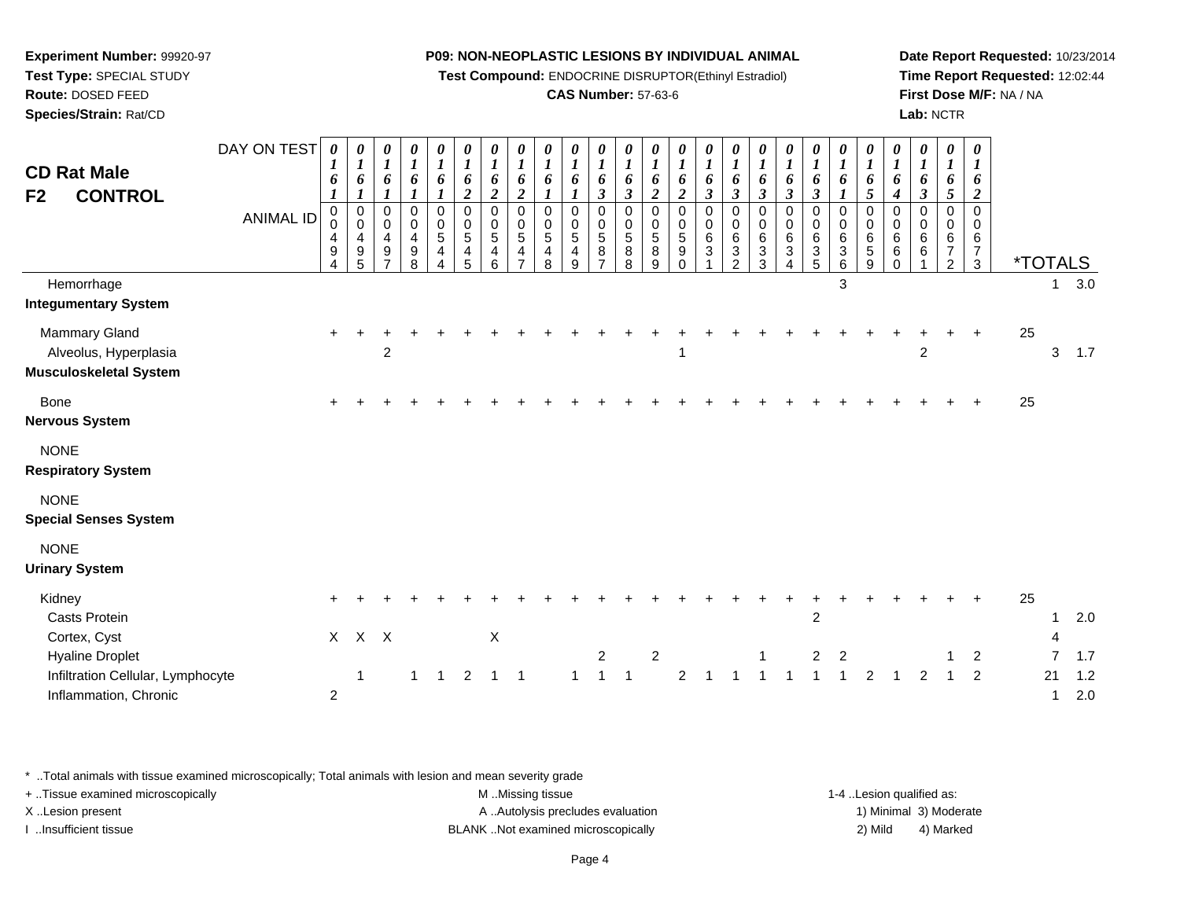**Experiment Number:** 99920-97
**Test Type:** SPECIAL STUDY
**Route:** DOSED FEED
**Species/Strain:** Rat/CD

**P09: NON-NEOPLASTIC LESIONS BY INDIVIDUAL ANIMAL**
**Test Compound:** ENDOCRINE DISRUPTOR(Ethinyl Estradiol)
**CAS Number:** 57-63-6

**Date Report Requested:** 10/23/2014
**Time Report Requested:** 12:02:44
**First Dose M/F:** NA / NA
**Lab:** NCTR

## CD Rat Male
## F2 CONTROL

| DAY ON TEST | 0161 | 0161 | 0161 | 0161 | 0161 | 0162 | 0162 | 0162 | 0161 | 0161 | 0163 | 0163 | 0162 | 0162 | 0163 | 0163 | 0163 | 0163 | 0163 | 0161 | 0165 | 0164 | 0163 | 0165 | 0162 | *TOTALS | | |
|---|---|---|---|---|---|---|---|---|---|---|---|---|---|---|---|---|---|---|---|---|---|---|---|---|---|---|---|---|
| **ANIMAL ID** | 0494 | 0495 | 0497 | 0498 | 0544 | 0545 | 0546 | 0547 | 0548 | 0549 | 0587 | 0588 | 0589 | 0590 | 0631 | 0632 | 0633 | 0634 | 0635 | 0636 | 0659 | 0660 | 0661 | 0672 | 0673 | | | |
| Hemorrhage | | | | | | | | | | | | | | | | | | | | 3 | | | | | | | 1 | 3.0 |
| **Integumentary System** | | | | | | | | | | | | | | | | | | | | | | | | | | | | |
| Mammary Gland | + | + | + | + | + | + | + | + | + | + | + | + | + | + | + | + | + | + | + | + | + | + | + | + | + | 25 | | |
| Alveolus, Hyperplasia | | | 2 | | | | | | | | | | | 1 | | | | | | | | | 2 | | | | 3 | 1.7 |
| **Musculoskeletal System** | | | | | | | | | | | | | | | | | | | | | | | | | | | | |
| Bone | + | + | + | + | + | + | + | + | + | + | + | + | + | + | + | + | + | + | + | + | + | + | + | + | + | 25 | | |
| **Nervous System** | | | | | | | | | | | | | | | | | | | | | | | | | | | | |
| NONE | | | | | | | | | | | | | | | | | | | | | | | | | | | | |
| **Respiratory System** | | | | | | | | | | | | | | | | | | | | | | | | | | | | |
| NONE | | | | | | | | | | | | | | | | | | | | | | | | | | | | |
| **Special Senses System** | | | | | | | | | | | | | | | | | | | | | | | | | | | | |
| NONE | | | | | | | | | | | | | | | | | | | | | | | | | | | | |
| **Urinary System** | | | | | | | | | | | | | | | | | | | | | | | | | | | | |
| Kidney | + | + | + | + | + | + | + | + | + | + | + | + | + | + | + | + | + | + | + | + | + | + | + | + | + | 25 | | |
| Casts Protein | | | | | | | | | | | | | | | | | | | 2 | | | | | | | | 1 | 2.0 |
| Cortex, Cyst | X | X | X | | | | X | | | | | | | | | | | | | | | | | | | | 4 | |
| Hyaline Droplet | | | | | | | | | | | 2 | | 2 | | | | 1 | | 2 | 2 | | | | 1 | 2 | | 7 | 1.7 |
| Infiltration Cellular, Lymphocyte | | 1 | | 1 | 1 | 2 | 1 | 1 | | 1 | 1 | 1 | | 2 | 1 | 1 | 1 | 1 | 1 | 1 | 2 | 1 | 2 | 1 | 2 | | 21 | 1.2 |
| Inflammation, Chronic | 2 | | | | | | | | | | | | | | | | | | | | | | | | | | 1 | 2.0 |

\* ..Total animals with tissue examined microscopically; Total animals with lesion and mean severity grade
\+ ..Tissue examined microscopically
X ..Lesion present
I ..Insufficient tissue

M ..Missing tissue
A ..Autolysis precludes evaluation
BLANK ..Not examined microscopically

1-4 ..Lesion qualified as:
1) Minimal 3) Moderate
2) Mild 4) Marked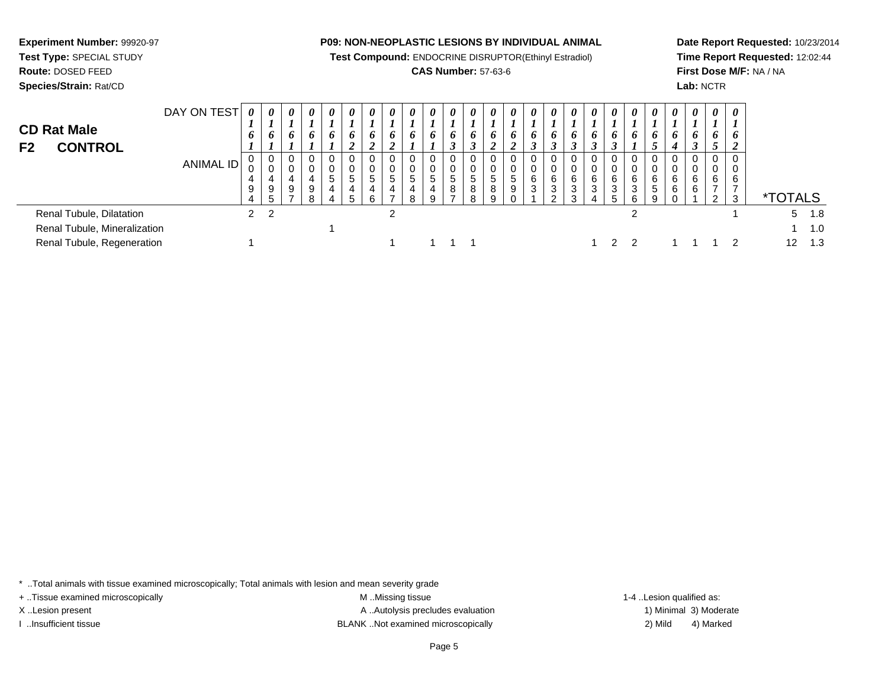**Experiment Number:** 99920-97
**Test Type:** SPECIAL STUDY
**Route:** DOSED FEED
**Species/Strain:** Rat/CD

**P09: NON-NEOPLASTIC LESIONS BY INDIVIDUAL ANIMAL**
**Test Compound:** ENDOCRINE DISRUPTOR(Ethinyl Estradiol)
**CAS Number:** 57-63-6

**Date Report Requested:** 10/23/2014
**Time Report Requested:** 12:02:44
**First Dose M/F:** NA / NA
**Lab:** NCTR

## CD Rat Male
## F2 CONTROL

| DAY ON TEST | 0161 | 0161 | 0161 | 0161 | 0161 | 0162 | 0162 | 0162 | 0161 | 0161 | 0163 | 0163 | 0162 | 0162 | 0163 | 0163 | 0163 | 0163 | 0163 | 0161 | 0165 | 0164 | 0163 | 0165 | 0162 | | |
|---|---|---|---|---|---|---|---|---|---|---|---|---|---|---|---|---|---|---|---|---|---|---|---|---|---|---|---|
| **ANIMAL ID** | 0049 4 | 0049 5 | 0049 7 | 0049 8 | 0054 4 | 0054 5 | 0054 6 | 0054 7 | 0054 8 | 0054 9 | 0058 7 | 0058 8 | 0058 9 | 0059 0 | 0063 1 | 0063 2 | 0063 3 | 0063 4 | 0063 5 | 0063 6 | 0065 9 | 0066 0 | 0066 1 | 0067 2 | 0067 3 | ***TOTALS** | |
| Renal Tubule, Dilatation | 2 | 2 | | | | | | 2 | | | | | | | | | | | | 2 | | | | | 1 | 5 | 1.8 |
| Renal Tubule, Mineralization | | | | | 1 | | | | | | | | | | | | | | | | | | | | | 1 | 1.0 |
| Renal Tubule, Regeneration | 1 | | | | | | | 1 | | 1 | 1 | 1 | | | | | | 1 | 2 | 2 | | 1 | 1 | 1 | 2 | 12 | 1.3 |

\* ..Total animals with tissue examined microscopically; Total animals with lesion and mean severity grade
+ ..Tissue examined microscopically
X ..Lesion present
I ..Insufficient tissue

M ..Missing tissue
A ..Autolysis precludes evaluation
BLANK ..Not examined microscopically

1-4 ..Lesion qualified as:
1) Minimal 3) Moderate
2) Mild 4) Marked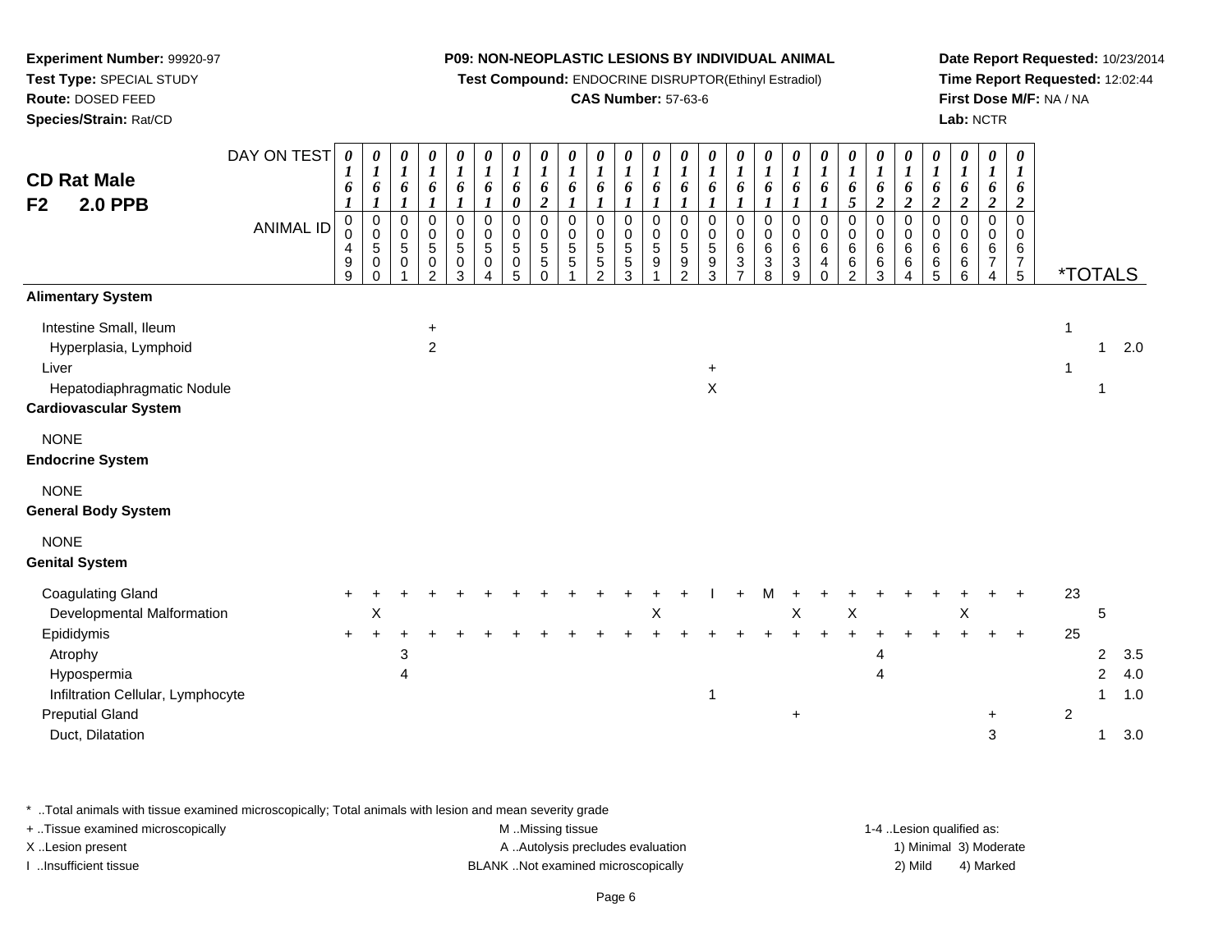**Experiment Number:** 99920-97
**Test Type:** SPECIAL STUDY
**Route:** DOSED FEED
**Species/Strain:** Rat/CD

**P09: NON-NEOPLASTIC LESIONS BY INDIVIDUAL ANIMAL**
**Test Compound:** ENDOCRINE DISRUPTOR(Ethinyl Estradiol)
**CAS Number:** 57-63-6

**Date Report Requested:** 10/23/2014
**Time Report Requested:** 12:02:44
**First Dose M/F:** NA / NA
**Lab:** NCTR

## CD Rat Male
## F2 2.0 PPB

| DAY ON TEST | 0161 | 0161 | 0161 | 0161 | 0161 | 0161 | 0160 | 0162 | 0161 | 0161 | 0161 | 0161 | 0161 | 0161 | 0161 | 0161 | 0161 | 0161 | 0165 | 0162 | 0162 | 0162 | 0162 | 0162 | 0162 | | | |
|---|---|---|---|---|---|---|---|---|---|---|---|---|---|---|---|---|---|---|---|---|---|---|---|---|---|---|---|---|
| **ANIMAL ID** | 00499 | 00500 | 00501 | 00502 | 00503 | 00504 | 00505 | 00550 | 00551 | 00552 | 00553 | 00591 | 00592 | 00593 | 00637 | 00638 | 00639 | 00640 | 00662 | 00663 | 00664 | 00665 | 00666 | 00674 | 00675 | ***TOTALS** | | |
| **Alimentary System** | | | | | | | | | | | | | | | | | | | | | | | | | | | | |
| Intestine Small, Ileum | | | | + | | | | | | | | | | | | | | | | | | | | | | 1 | | |
| Hyperplasia, Lymphoid | | | | 2 | | | | | | | | | | | | | | | | | | | | | | | 1 | 2.0 |
| Liver | | | | | | | | | | | | | | + | | | | | | | | | | | | 1 | | |
| Hepatodiaphragmatic Nodule | | | | | | | | | | | | | | X | | | | | | | | | | | | | 1 | |
| **Cardiovascular System** | | | | | | | | | | | | | | | | | | | | | | | | | | | | |
| NONE | | | | | | | | | | | | | | | | | | | | | | | | | | | | |
| **Endocrine System** | | | | | | | | | | | | | | | | | | | | | | | | | | | | |
| NONE | | | | | | | | | | | | | | | | | | | | | | | | | | | | |
| **General Body System** | | | | | | | | | | | | | | | | | | | | | | | | | | | | |
| NONE | | | | | | | | | | | | | | | | | | | | | | | | | | | | |
| **Genital System** | | | | | | | | | | | | | | | | | | | | | | | | | | | | |
| Coagulating Gland | + | + | + | + | + | + | + | + | + | + | + | + | + | I | + | M | + | + | + | + | + | + | + | + | + | 23 | | |
| Developmental Malformation | | X | | | | | | | | | | X | | | | | X | | X | | | | X | | | | 5 | |
| Epididymis | + | + | + | + | + | + | + | + | + | + | + | + | + | + | + | + | + | + | + | + | + | + | + | + | + | 25 | | |
| Atrophy | | | 3 | | | | | | | | | | | | | | | | | 4 | | | | | | | 2 | 3.5 |
| Hypospermia | | | 4 | | | | | | | | | | | | | | | | | 4 | | | | | | | 2 | 4.0 |
| Infiltration Cellular, Lymphocyte | | | | | | | | | | | | | | 1 | | | | | | | | | | | | | 1 | 1.0 |
| Preputial Gland | | | | | | | | | | | | | | | | | + | | | | | | | + | | 2 | | |
| Duct, Dilatation | | | | | | | | | | | | | | | | | | | | | | | | 3 | | | 1 | 3.0 |

\* ..Total animals with tissue examined microscopically; Total animals with lesion and mean severity grade
+ ..Tissue examined microscopically
X ..Lesion present
I ..Insufficient tissue
M ..Missing tissue
A ..Autolysis precludes evaluation
BLANK ..Not examined microscopically
1-4 ..Lesion qualified as: 1) Minimal 2) Mild 3) Moderate 4) Marked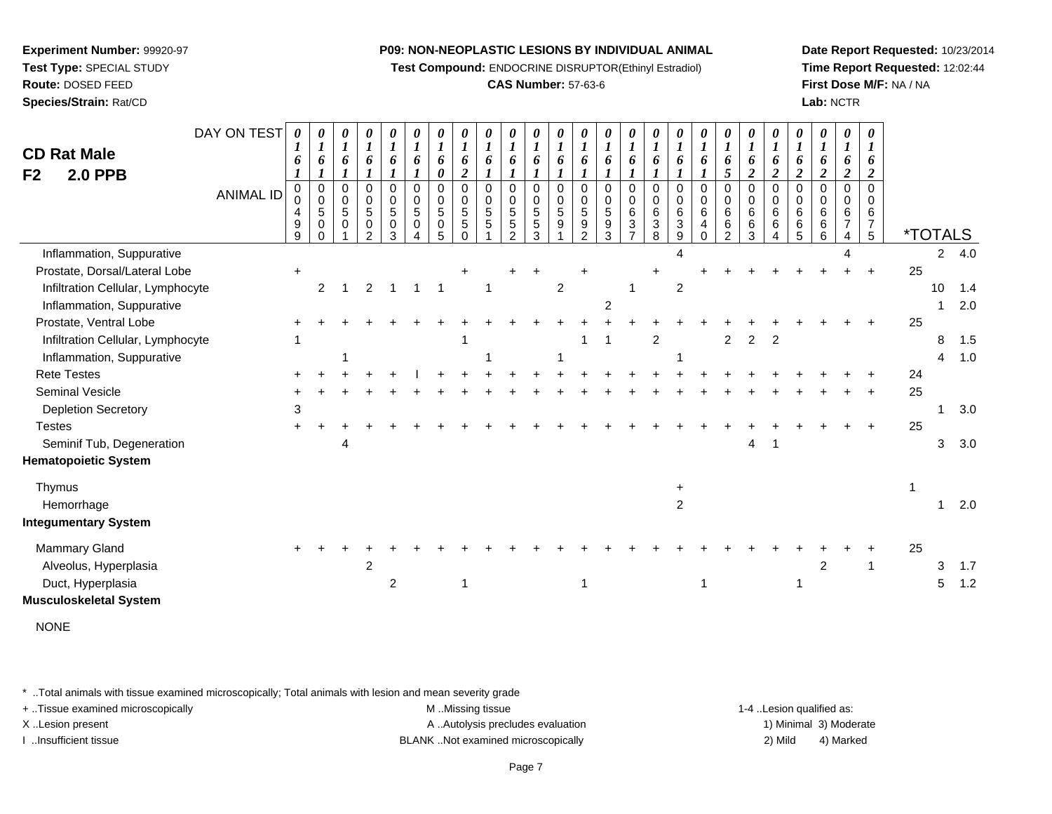**Experiment Number:** 99920-97
**Test Type:** SPECIAL STUDY
**Route:** DOSED FEED
**Species/Strain:** Rat/CD

**P09: NON-NEOPLASTIC LESIONS BY INDIVIDUAL ANIMAL**
**Test Compound:** ENDOCRINE DISRUPTOR(Ethinyl Estradiol)
**CAS Number:** 57-63-6

**Date Report Requested:** 10/23/2014
**Time Report Requested:** 12:02:44
**First Dose M/F:** NA / NA
**Lab:** NCTR

## CD Rat Male
## F2 2.0 PPB

| DAY ON TEST | 0161 | 0161 | 0161 | 0161 | 0161 | 0161 | 0160 | 0162 | 0161 | 0161 | 0161 | 0161 | 0161 | 0161 | 0161 | 0161 | 0161 | 0161 | 0165 | 0162 | 0162 | 0162 | 0162 | 0162 | 0162 | | | |
|---|---|---|---|---|---|---|---|---|---|---|---|---|---|---|---|---|---|---|---|---|---|---|---|---|---|---|---|---|
| **ANIMAL ID** | 00499 | 00500 | 00501 | 00502 | 00503 | 00504 | 00505 | 00550 | 00551 | 00552 | 00553 | 00591 | 00592 | 00593 | 00637 | 00638 | 00639 | 00640 | 00662 | 00663 | 00664 | 00665 | 00666 | 00674 | 00675 | ***TOTALS** | | |
| Inflammation, Suppurative | | | | | | | | | | | | | | | | | 4 | | | | | | | 4 | | | 2 | 4.0 |
| Prostate, Dorsal/Lateral Lobe | + | | | | | | | + | | + | + | | + | | | + | | + | + | + | + | + | + | + | + | 25 | | |
| Infiltration Cellular, Lymphocyte | | 2 | 1 | 2 | 1 | 1 | 1 | | 1 | | | 2 | | | 1 | | 2 | | | | | | | | | | 10 | 1.4 |
| Inflammation, Suppurative | | | | | | | | | | | | | | 2 | | | | | | | | | | | | | 1 | 2.0 |
| Prostate, Ventral Lobe | + | + | + | + | + | + | + | + | + | + | + | + | + | + | + | + | + | + | + | + | + | + | + | + | + | 25 | | |
| Infiltration Cellular, Lymphocyte | 1 | | | | | | | 1 | | | | | 1 | 1 | | 2 | | | 2 | 2 | 2 | | | | | | 8 | 1.5 |
| Inflammation, Suppurative | | | 1 | | | | | | 1 | | | 1 | | | | | 1 | | | | | | | | | | 4 | 1.0 |
| Rete Testes | + | + | + | + | + | I | + | + | + | + | + | + | + | + | + | + | + | + | + | + | + | + | + | + | + | 24 | | |
| Seminal Vesicle | + | + | + | + | + | + | + | + | + | + | + | + | + | + | + | + | + | + | + | + | + | + | + | + | + | 25 | | |
| Depletion Secretory | 3 | | | | | | | | | | | | | | | | | | | | | | | | | | 1 | 3.0 |
| Testes | + | + | + | + | + | + | + | + | + | + | + | + | + | + | + | + | + | + | + | + | + | + | + | + | + | 25 | | |
| Seminif Tub, Degeneration | | | 4 | | | | | | | | | | | | | | | | | 4 | 1 | | | | | | 3 | 3.0 |
| **Hematopoietic System** | | | | | | | | | | | | | | | | | | | | | | | | | | | | |
| Thymus | | | | | | | | | | | | | | | | | + | | | | | | | | | 1 | | |
| Hemorrhage | | | | | | | | | | | | | | | | | 2 | | | | | | | | | | 1 | 2.0 |
| **Integumentary System** | | | | | | | | | | | | | | | | | | | | | | | | | | | | |
| Mammary Gland | + | + | + | + | + | + | + | + | + | + | + | + | + | + | + | + | + | + | + | + | + | + | + | + | + | 25 | | |
| Alveolus, Hyperplasia | | | | 2 | | | | | | | | | | | | | | | | | | | 2 | | 1 | | 3 | 1.7 |
| Duct, Hyperplasia | | | | | 2 | | | 1 | | | | | 1 | | | | | 1 | | | | 1 | | | | | 5 | 1.2 |
| **Musculoskeletal System** | | | | | | | | | | | | | | | | | | | | | | | | | | | | |

NONE

* ..Total animals with tissue examined microscopically; Total animals with lesion and mean severity grade
+ ..Tissue examined microscopically
X ..Lesion present
I ..Insufficient tissue

M ..Missing tissue
A ..Autolysis precludes evaluation
BLANK ..Not examined microscopically

1-4 ..Lesion qualified as:
1) Minimal 3) Moderate
2) Mild 4) Marked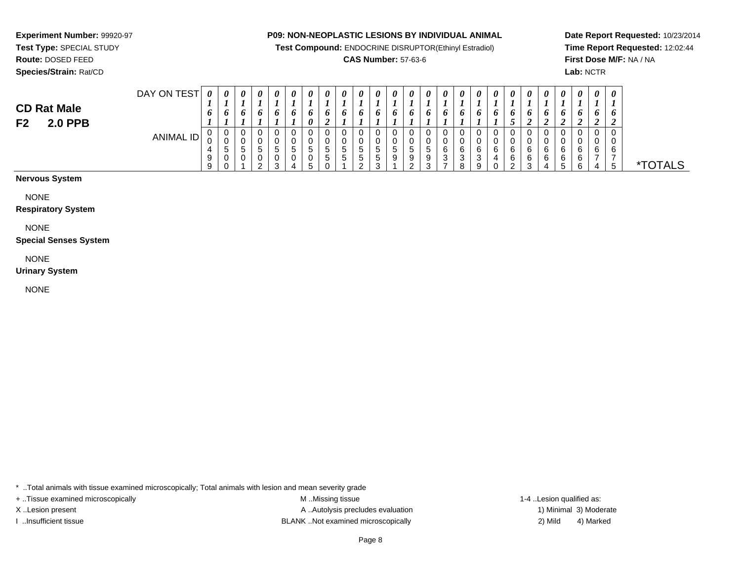**Experiment Number:** 99920-97
**Test Type:** SPECIAL STUDY
**Route:** DOSED FEED
**Species/Strain:** Rat/CD

**P09: NON-NEOPLASTIC LESIONS BY INDIVIDUAL ANIMAL**
**Test Compound:** ENDOCRINE DISRUPTOR(Ethinyl Estradiol)
**CAS Number:** 57-63-6

**Date Report Requested:** 10/23/2014
**Time Report Requested:** 12:02:44
**First Dose M/F:** NA / NA
**Lab:** NCTR

## CD Rat Male
## F2 2.0 PPB

| DAY ON TEST | 0161 | 0161 | 0161 | 0161 | 0161 | 0161 | 0160 | 0162 | 0161 | 0161 | 0161 | 0161 | 0161 | 0161 | 0161 | 0161 | 0161 | 0161 | 0165 | 0162 | 0162 | 0162 | 0162 | 0162 | 0162 | |
|---|---|---|---|---|---|---|---|---|---|---|---|---|---|---|---|---|---|---|---|---|---|---|---|---|---|---|
| **ANIMAL ID** | 00499 | 00500 | 00501 | 00502 | 00503 | 00504 | 00505 | 00550 | 00551 | 00552 | 00553 | 00591 | 00592 | 00593 | 00637 | 00638 | 00639 | 00640 | 00662 | 00663 | 00664 | 00665 | 00666 | 00674 | 00675 | ***TOTALS** |

**Nervous System**

NONE

**Respiratory System**

NONE

**Special Senses System**

NONE

**Urinary System**

NONE

* ..Total animals with tissue examined microscopically; Total animals with lesion and mean severity grade
+ ..Tissue examined microscopically
X ..Lesion present
I ..Insufficient tissue

M ..Missing tissue
A ..Autolysis precludes evaluation
BLANK ..Not examined microscopically

1-4 ..Lesion qualified as:
1) Minimal 3) Moderate
2) Mild 4) Marked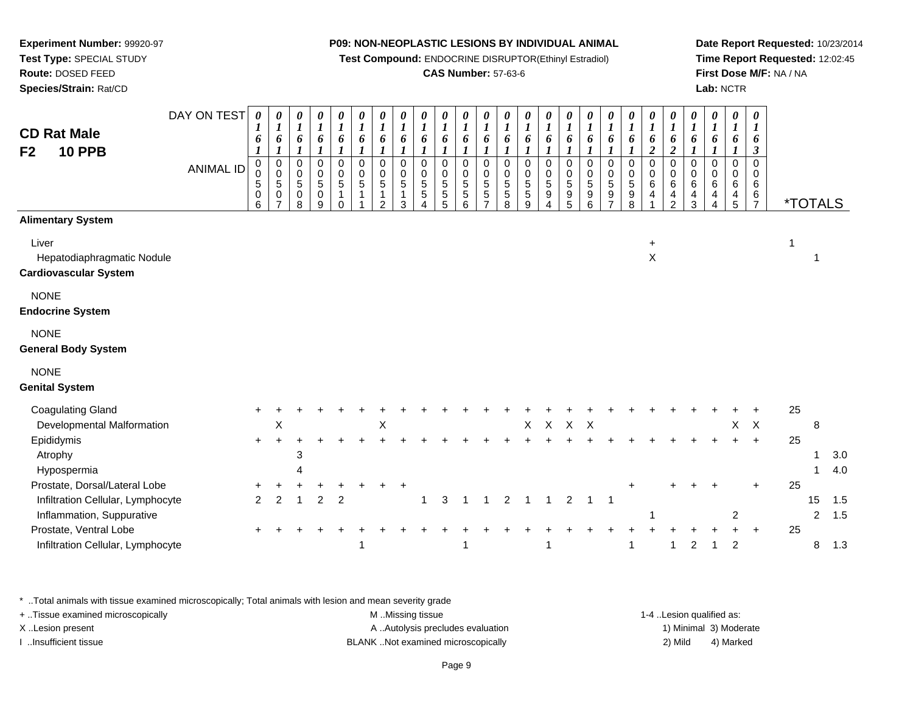**Experiment Number:** 99920-97
**Test Type:** SPECIAL STUDY
**Route:** DOSED FEED
**Species/Strain:** Rat/CD

**P09: NON-NEOPLASTIC LESIONS BY INDIVIDUAL ANIMAL**
**Test Compound:** ENDOCRINE DISRUPTOR(Ethinyl Estradiol)
**CAS Number:** 57-63-6

**Date Report Requested:** 10/23/2014
**Time Report Requested:** 12:02:45
**First Dose M/F:** NA / NA
**Lab:** NCTR

## CD Rat Male
## F2 10 PPB

| DAY ON TEST | 0161 | 0161 | 0161 | 0161 | 0161 | 0161 | 0161 | 0161 | 0161 | 0161 | 0161 | 0161 | 0161 | 0161 | 0161 | 0161 | 0161 | 0161 | 0161 | 0162 | 0162 | 0161 | 0161 | 0161 | 0163 | | | |
|---|---|---|---|---|---|---|---|---|---|---|---|---|---|---|---|---|---|---|---|---|---|---|---|---|---|---|---|---|
| **ANIMAL ID** | 00506 | 00507 | 00508 | 00509 | 00510 | 00511 | 00512 | 00513 | 00554 | 00555 | 00556 | 00557 | 00558 | 00559 | 00594 | 00595 | 00596 | 00597 | 00598 | 00641 | 00642 | 00643 | 00644 | 00645 | 00667 | ***TOTALS** | | |
| **Alimentary System** | | | | | | | | | | | | | | | | | | | | | | | | | | | | |
| Liver | | | | | | | | | | | | | | | | | | | | + | | | | | | 1 | | |
| Hepatodiaphragmatic Nodule | | | | | | | | | | | | | | | | | | | | X | | | | | | | 1 | |
| **Cardiovascular System** | | | | | | | | | | | | | | | | | | | | | | | | | | | | |
| NONE | | | | | | | | | | | | | | | | | | | | | | | | | | | | |
| **Endocrine System** | | | | | | | | | | | | | | | | | | | | | | | | | | | | |
| NONE | | | | | | | | | | | | | | | | | | | | | | | | | | | | |
| **General Body System** | | | | | | | | | | | | | | | | | | | | | | | | | | | | |
| NONE | | | | | | | | | | | | | | | | | | | | | | | | | | | | |
| **Genital System** | | | | | | | | | | | | | | | | | | | | | | | | | | | | |
| Coagulating Gland | + | + | + | + | + | + | + | + | + | + | + | + | + | + | + | + | + | + | + | + | + | + | + | + | + | 25 | | |
| Developmental Malformation | | X | | | | | X | | | | | | | X | X | X | X | | | | | | | X | X | | 8 | |
| Epididymis | + | + | + | + | + | + | + | + | + | + | + | + | + | + | + | + | + | + | + | + | + | + | + | + | + | 25 | | |
| Atrophy | | | 3 | | | | | | | | | | | | | | | | | | | | | | | | 1 | 3.0 |
| Hypospermia | | | 4 | | | | | | | | | | | | | | | | | | | | | | | | 1 | 4.0 |
| Prostate, Dorsal/Lateral Lobe | + | + | + | + | + | + | + | + | | | | | | | | | | | + | | + | + | + | | + | 25 | | |
| Infiltration Cellular, Lymphocyte | 2 | 2 | 1 | 2 | 2 | | | | 1 | 3 | 1 | 1 | 2 | 1 | 1 | 2 | 1 | 1 | | | | | | | | | 15 | 1.5 |
| Inflammation, Suppurative | | | | | | | | | | | | | | | | | | | | 1 | | | | 2 | | | 2 | 1.5 |
| Prostate, Ventral Lobe | + | + | + | + | + | + | + | + | + | + | + | + | + | + | + | + | + | + | + | + | + | + | + | + | + | 25 | | |
| Infiltration Cellular, Lymphocyte | | | | | | 1 | | | | | 1 | | | | 1 | | | | 1 | | 1 | 2 | 1 | 2 | | | 8 | 1.3 |

\* ..Total animals with tissue examined microscopically; Total animals with lesion and mean severity grade
+ ..Tissue examined microscopically
X ..Lesion present
I ..Insufficient tissue

M ..Missing tissue
A ..Autolysis precludes evaluation
BLANK ..Not examined microscopically

1-4 ..Lesion qualified as:
1) Minimal 3) Moderate
2) Mild 4) Marked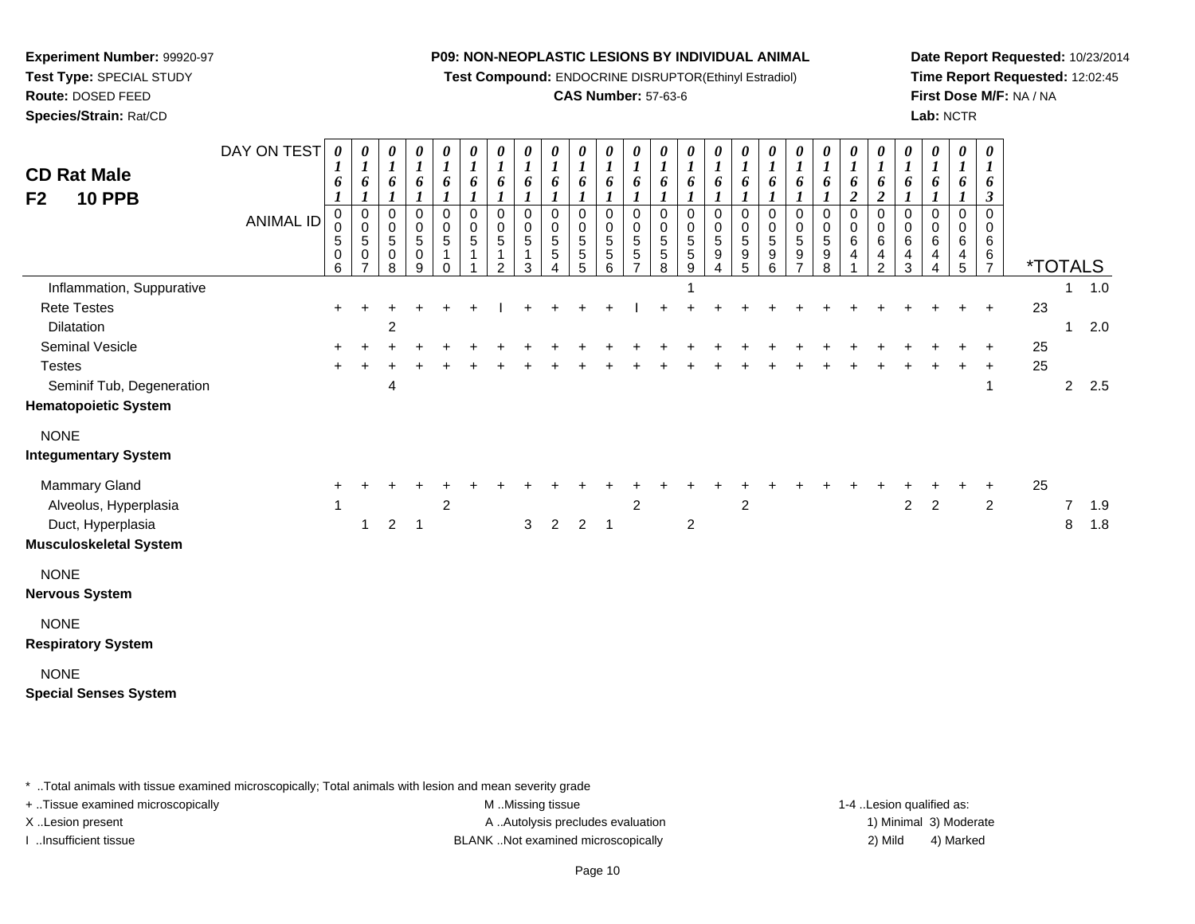**Experiment Number:** 99920-97
**Test Type:** SPECIAL STUDY
**Route:** DOSED FEED
**Species/Strain:** Rat/CD

**P09: NON-NEOPLASTIC LESIONS BY INDIVIDUAL ANIMAL**
**Test Compound:** ENDOCRINE DISRUPTOR(Ethinyl Estradiol)
**CAS Number:** 57-63-6

**Date Report Requested:** 10/23/2014
**Time Report Requested:** 12:02:45
**First Dose M/F:** NA / NA
**Lab:** NCTR

## CD Rat Male F2 10 PPB

| DAY ON TEST | 0161 | 0161 | 0161 | 0161 | 0161 | 0161 | 0161 | 0161 | 0161 | 0161 | 0161 | 0161 | 0161 | 0161 | 0161 | 0161 | 0161 | 0161 | 0161 | 0162 | 0162 | 0161 | 0161 | 0161 | 0163 | *TOTALS | | |
|---|---|---|---|---|---|---|---|---|---|---|---|---|---|---|---|---|---|---|---|---|---|---|---|---|---|---|---|---|
| ANIMAL ID | 0050506 | 0050507 | 0050508 | 0050509 | 0050510 | 0050511 | 0050512 | 0050513 | 0050554 | 0050555 | 0050556 | 0050557 | 0050558 | 0050559 | 0050594 | 0050595 | 0050596 | 0050597 | 0050598 | 0060641 | 0060642 | 0060643 | 0060644 | 0060645 | 0060667 | | | |
| Inflammation, Suppurative | | | | | | | | | | | | | | 1 | | | | | | | | | | | | | 1 | 1.0 |
| Rete Testes | + | + | + | + | + | + | I | + | + | + | + | I | + | + | + | + | + | + | + | + | + | + | + | + | + | 23 | | |
| Dilatation | | | 2 | | | | | | | | | | | | | | | | | | | | | | | | 1 | 2.0 |
| Seminal Vesicle | + | + | + | + | + | + | + | + | + | + | + | + | + | + | + | + | + | + | + | + | + | + | + | + | + | 25 | | |
| Testes | + | + | + | + | + | + | + | + | + | + | + | + | + | + | + | + | + | + | + | + | + | + | + | + | + | 25 | | |
| Seminif Tub, Degeneration | | | 4 | | | | | | | | | | | | | | | | | | | | | | 1 | | 2 | 2.5 |
| **Hematopoietic System** | | | | | | | | | | | | | | | | | | | | | | | | | | | | |
| NONE | | | | | | | | | | | | | | | | | | | | | | | | | | | | |
| **Integumentary System** | | | | | | | | | | | | | | | | | | | | | | | | | | | | |
| Mammary Gland | + | + | + | + | + | + | + | + | + | + | + | + | + | + | + | + | + | + | + | + | + | + | + | + | + | 25 | | |
| Alveolus, Hyperplasia | 1 | | | | 2 | | | | | | | 2 | | | | 2 | | | | | | 2 | 2 | | 2 | | 7 | 1.9 |
| Duct, Hyperplasia | | 1 | 2 | 1 | | | | 3 | 2 | 2 | 1 | | | 2 | | | | | | | | | | | | | 8 | 1.8 |
| **Musculoskeletal System** | | | | | | | | | | | | | | | | | | | | | | | | | | | | |
| NONE | | | | | | | | | | | | | | | | | | | | | | | | | | | | |
| **Nervous System** | | | | | | | | | | | | | | | | | | | | | | | | | | | | |
| NONE | | | | | | | | | | | | | | | | | | | | | | | | | | | | |
| **Respiratory System** | | | | | | | | | | | | | | | | | | | | | | | | | | | | |
| NONE | | | | | | | | | | | | | | | | | | | | | | | | | | | | |
| **Special Senses System** | | | | | | | | | | | | | | | | | | | | | | | | | | | | |

* ..Total animals with tissue examined microscopically; Total animals with lesion and mean severity grade
+ ..Tissue examined microscopically
X ..Lesion present
I ..Insufficient tissue

M ..Missing tissue
A ..Autolysis precludes evaluation
BLANK ..Not examined microscopically

1-4 ..Lesion qualified as:
1) Minimal 3) Moderate
2) Mild 4) Marked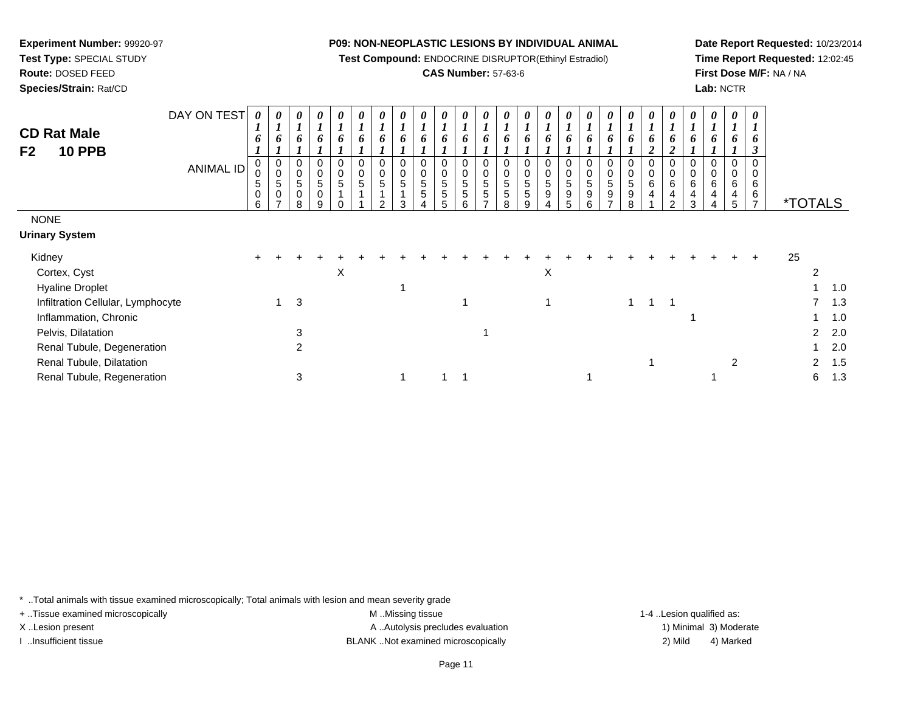**Experiment Number:** 99920-97
**Test Type:** SPECIAL STUDY
**Route:** DOSED FEED
**Species/Strain:** Rat/CD

**P09: NON-NEOPLASTIC LESIONS BY INDIVIDUAL ANIMAL**
**Test Compound:** ENDOCRINE DISRUPTOR(Ethinyl Estradiol)
**CAS Number:** 57-63-6

**Date Report Requested:** 10/23/2014
**Time Report Requested:** 12:02:45
**First Dose M/F:** NA / NA
**Lab:** NCTR

## CD Rat Male
## F2 10 PPB

| DAY ON TEST | 0161 | 0161 | 0161 | 0161 | 0161 | 0161 | 0161 | 0161 | 0161 | 0161 | 0161 | 0161 | 0161 | 0161 | 0161 | 0161 | 0161 | 0161 | 0161 | 0162 | 0162 | 0161 | 0161 | 0161 | 0163 | | |
|---|---|---|---|---|---|---|---|---|---|---|---|---|---|---|---|---|---|---|---|---|---|---|---|---|---|---|---|
| **ANIMAL ID** | 00506 | 00507 | 00508 | 00509 | 00510 | 00511 | 00512 | 00513 | 00554 | 00555 | 00556 | 00557 | 00558 | 00559 | 00594 | 00595 | 00596 | 00597 | 00598 | 00641 | 00642 | 00643 | 00644 | 00645 | 00667 | ***TOTALS** | |
| NONE | | | | | | | | | | | | | | | | | | | | | | | | | | | |
| **Urinary System** | | | | | | | | | | | | | | | | | | | | | | | | | | | |
| Kidney | + | + | + | + | + | + | + | + | + | + | + | + | + | + | + | + | + | + | + | + | + | + | + | + | + | 25 | |
| Cortex, Cyst | | | | | X | | | | | | | | | | X | | | | | | | | | | | 2 | |
| Hyaline Droplet | | | | | | | | 1 | | | | | | | | | | | | | | | | | | 1 | 1.0 |
| Infiltration Cellular, Lymphocyte | | 1 | 3 | | | | | | | | 1 | | | | 1 | | | | 1 | 1 | 1 | | | | | 7 | 1.3 |
| Inflammation, Chronic | | | | | | | | | | | | | | | | | | | | | | 1 | | | | 1 | 1.0 |
| Pelvis, Dilatation | | | 3 | | | | | | | | | 1 | | | | | | | | | | | | | | 2 | 2.0 |
| Renal Tubule, Degeneration | | | 2 | | | | | | | | | | | | | | | | | | | | | | | 1 | 2.0 |
| Renal Tubule, Dilatation | | | | | | | | | | | | | | | | | | | | 1 | | | | 2 | | 2 | 1.5 |
| Renal Tubule, Regeneration | | | 3 | | | | | 1 | | 1 | 1 | | | | | | 1 | | | | | | 1 | | | 6 | 1.3 |

* ..Total animals with tissue examined microscopically; Total animals with lesion and mean severity grade
+ ..Tissue examined microscopically
X ..Lesion present
I ..Insufficient tissue

M ..Missing tissue
A ..Autolysis precludes evaluation
BLANK ..Not examined microscopically

1-4 ..Lesion qualified as:
1) Minimal 3) Moderate
2) Mild 4) Marked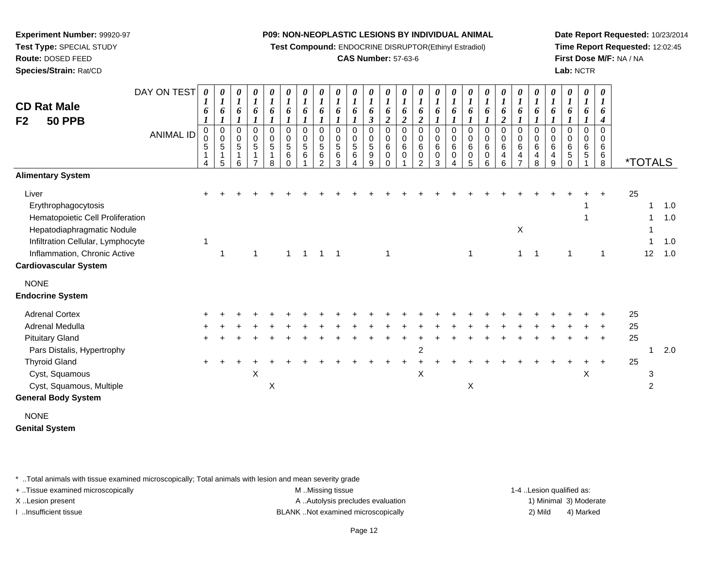**Experiment Number:** 99920-97
**Test Type:** SPECIAL STUDY
**Route:** DOSED FEED
**Species/Strain:** Rat/CD

**P09: NON-NEOPLASTIC LESIONS BY INDIVIDUAL ANIMAL**
**Test Compound:** ENDOCRINE DISRUPTOR(Ethinyl Estradiol)
**CAS Number:** 57-63-6

**Date Report Requested:** 10/23/2014
**Time Report Requested:** 12:02:45
**First Dose M/F:** NA / NA
**Lab:** NCTR

## CD Rat Male
## F2 50 PPB

| DAY ON TEST | 0161 | 0161 | 0161 | 0161 | 0161 | 0161 | 0161 | 0161 | 0161 | 0161 | 0163 | 0162 | 0162 | 0162 | 0161 | 0161 | 0161 | 0161 | 0162 | 0161 | 0161 | 0161 | 0161 | 0161 | 0164 | | | |
|---|---|---|---|---|---|---|---|---|---|---|---|---|---|---|---|---|---|---|---|---|---|---|---|---|---|---|---|---|
| **ANIMAL ID** | 00514 | 00515 | 00516 | 00517 | 00518 | 00560 | 00561 | 00562 | 00563 | 00564 | 00599 | 00600 | 00601 | 00602 | 00603 | 00604 | 00605 | 00606 | 00646 | 00647 | 00648 | 00649 | 00650 | 00651 | 00668 | ***TOTALS** | | |
| **Alimentary System** | | | | | | | | | | | | | | | | | | | | | | | | | | | | |
| Liver | + | + | + | + | + | + | + | + | + | + | + | + | + | + | + | + | + | + | + | + | + | + | + | + | + | 25 | | |
| Erythrophagocytosis | | | | | | | | | | | | | | | | | | | | | | | | 1 | | | 1 | 1.0 |
| Hematopoietic Cell Proliferation | | | | | | | | | | | | | | | | | | | | | | | | 1 | | | 1 | 1.0 |
| Hepatodiaphragmatic Nodule | | | | | | | | | | | | | | | | | | | | X | | | | | | | 1 | |
| Infiltration Cellular, Lymphocyte | 1 | | | | | | | | | | | | | | | | | | | | | | | | | | 1 | 1.0 |
| Inflammation, Chronic Active | | 1 | | 1 | | 1 | 1 | 1 | 1 | | | 1 | | | | | 1 | | | 1 | 1 | | 1 | | 1 | | 12 | 1.0 |
| **Cardiovascular System** | | | | | | | | | | | | | | | | | | | | | | | | | | | | |
| NONE | | | | | | | | | | | | | | | | | | | | | | | | | | | | |
| **Endocrine System** | | | | | | | | | | | | | | | | | | | | | | | | | | | | |
| Adrenal Cortex | + | + | + | + | + | + | + | + | + | + | + | + | + | + | + | + | + | + | + | + | + | + | + | + | + | 25 | | |
| Adrenal Medulla | + | + | + | + | + | + | + | + | + | + | + | + | + | + | + | + | + | + | + | + | + | + | + | + | + | 25 | | |
| Pituitary Gland | + | + | + | + | + | + | + | + | + | + | + | + | + | + | + | + | + | + | + | + | + | + | + | + | + | 25 | | |
| Pars Distalis, Hypertrophy | | | | | | | | | | | | | | 2 | | | | | | | | | | | | | 1 | 2.0 |
| Thyroid Gland | + | + | + | + | + | + | + | + | + | + | + | + | + | + | + | + | + | + | + | + | + | + | + | + | + | 25 | | |
| Cyst, Squamous | | | | X | | | | | | | | | | X | | | | | | | | | | X | | | 3 | |
| Cyst, Squamous, Multiple | | | | | X | | | | | | | | | | | | X | | | | | | | | | | 2 | |
| **General Body System** | | | | | | | | | | | | | | | | | | | | | | | | | | | | |
| NONE | | | | | | | | | | | | | | | | | | | | | | | | | | | | |
| **Genital System** | | | | | | | | | | | | | | | | | | | | | | | | | | | | |

* ..Total animals with tissue examined microscopically; Total animals with lesion and mean severity grade
+ ..Tissue examined microscopically
X ..Lesion present
I ..Insufficient tissue

M ..Missing tissue
A ..Autolysis precludes evaluation
BLANK ..Not examined microscopically

1-4 ..Lesion qualified as:
1) Minimal 3) Moderate
2) Mild 4) Marked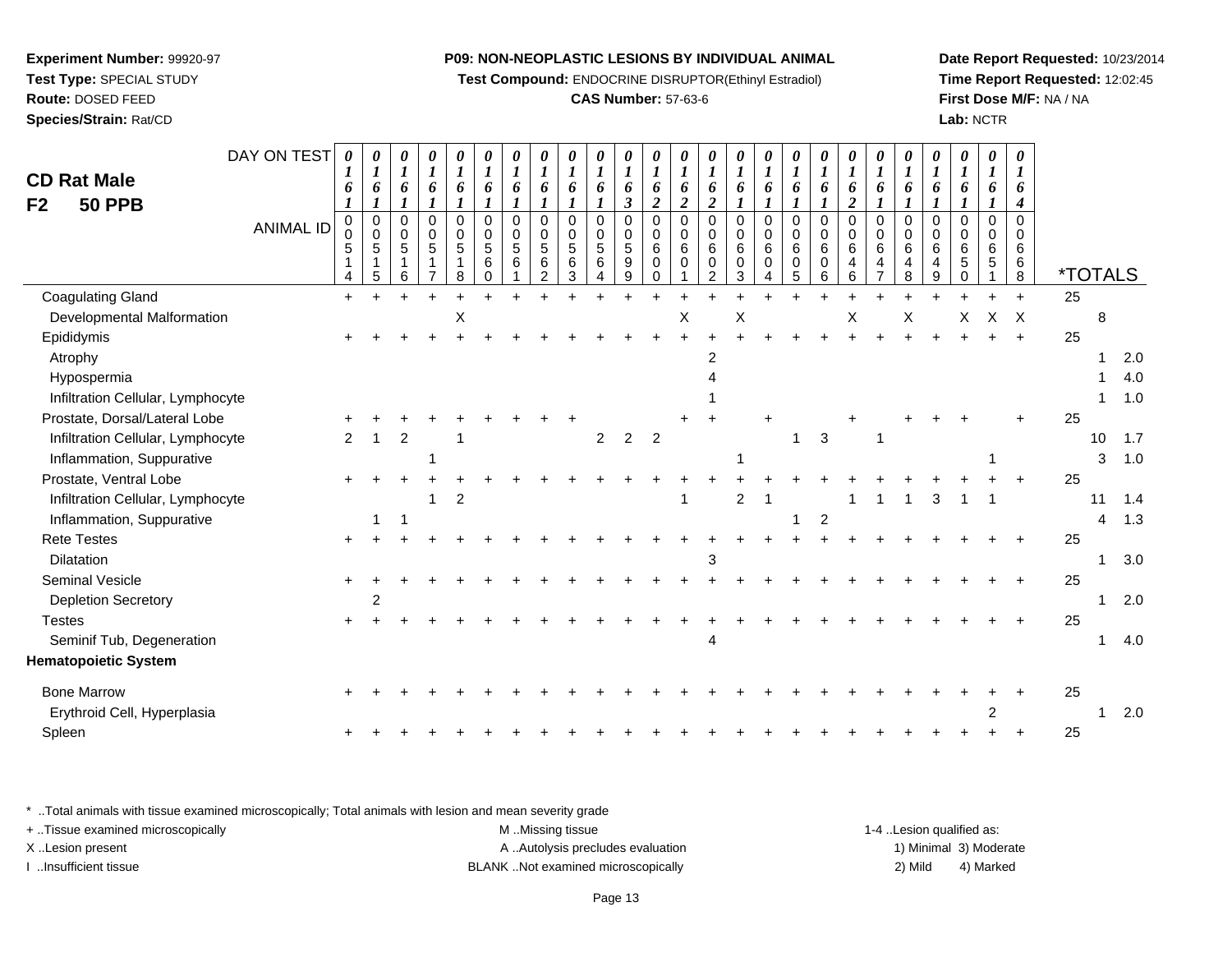**Experiment Number:** 99920-97
**Test Type:** SPECIAL STUDY
**Route:** DOSED FEED
**Species/Strain:** Rat/CD

**P09: NON-NEOPLASTIC LESIONS BY INDIVIDUAL ANIMAL**
**Test Compound:** ENDOCRINE DISRUPTOR(Ethinyl Estradiol)
**CAS Number:** 57-63-6

**Date Report Requested:** 10/23/2014
**Time Report Requested:** 12:02:45
**First Dose M/F:** NA / NA
**Lab:** NCTR

## CD Rat Male
## F2 50 PPB

| DAY ON TEST | 0161 | 0161 | 0161 | 0161 | 0161 | 0161 | 0161 | 0161 | 0161 | 0161 | 0163 | 0162 | 0162 | 0162 | 0161 | 0161 | 0161 | 0161 | 0162 | 0161 | 0161 | 0161 | 0161 | 0161 | 0164 | | | |
|---|---|---|---|---|---|---|---|---|---|---|---|---|---|---|---|---|---|---|---|---|---|---|---|---|---|---|---|---|
| **ANIMAL ID** | 00514 | 00515 | 00516 | 00517 | 00518 | 00560 | 00561 | 00562 | 00563 | 00564 | 00599 | 00600 | 00601 | 00602 | 00603 | 00604 | 00605 | 00606 | 00646 | 00647 | 00648 | 00649 | 00650 | 00651 | 00668 | ***TOTALS** | | |
| Coagulating Gland | + | + | + | + | + | + | + | + | + | + | + | + | + | + | + | + | + | + | + | + | + | + | + | + | + | 25 | | |
| Developmental Malformation | | | | | X | | | | | | | | X | | X | | | | X | | X | | X | X | X | | 8 | |
| Epididymis | + | + | + | + | + | + | + | + | + | + | + | + | + | + | + | + | + | + | + | + | + | + | + | + | + | 25 | | |
| Atrophy | | | | | | | | | | | | | | 2 | | | | | | | | | | | | | 1 | 2.0 |
| Hypospermia | | | | | | | | | | | | | | 4 | | | | | | | | | | | | | 1 | 4.0 |
| Infiltration Cellular, Lymphocyte | | | | | | | | | | | | | | 1 | | | | | | | | | | | | | 1 | 1.0 |
| Prostate, Dorsal/Lateral Lobe | + | + | + | + | + | + | + | + | + | | | | + | + | | + | | | + | | + | + | + | | + | 25 | | |
| Infiltration Cellular, Lymphocyte | 2 | 1 | 2 | | 1 | | | | | 2 | 2 | 2 | | | | | 1 | 3 | | 1 | | | | | | | 10 | 1.7 |
| Inflammation, Suppurative | | | | 1 | | | | | | | | | | | 1 | | | | | | | | | 1 | | | 3 | 1.0 |
| Prostate, Ventral Lobe | + | + | + | + | + | + | + | + | + | + | + | + | + | + | + | + | + | + | + | + | + | + | + | + | + | 25 | | |
| Infiltration Cellular, Lymphocyte | | | | 1 | 2 | | | | | | | | 1 | | 2 | 1 | | | 1 | 1 | 1 | 3 | 1 | 1 | | | 11 | 1.4 |
| Inflammation, Suppurative | | 1 | 1 | | | | | | | | | | | | | | 1 | 2 | | | | | | | | | 4 | 1.3 |
| Rete Testes | + | + | + | + | + | + | + | + | + | + | + | + | + | + | + | + | + | + | + | + | + | + | + | + | + | 25 | | |
| Dilatation | | | | | | | | | | | | | | 3 | | | | | | | | | | | | | 1 | 3.0 |
| Seminal Vesicle | + | + | + | + | + | + | + | + | + | + | + | + | + | + | + | + | + | + | + | + | + | + | + | + | + | 25 | | |
| Depletion Secretory | | 2 | | | | | | | | | | | | | | | | | | | | | | | | | 1 | 2.0 |
| Testes | + | + | + | + | + | + | + | + | + | + | + | + | + | + | + | + | + | + | + | + | + | + | + | + | + | 25 | | |
| Seminif Tub, Degeneration | | | | | | | | | | | | | | 4 | | | | | | | | | | | | | 1 | 4.0 |
| **Hematopoietic System** | | | | | | | | | | | | | | | | | | | | | | | | | | | | |
| Bone Marrow | + | + | + | + | + | + | + | + | + | + | + | + | + | + | + | + | + | + | + | + | + | + | + | + | + | 25 | | |
| Erythroid Cell, Hyperplasia | | | | | | | | | | | | | | | | | | | | | | | | 2 | | | 1 | 2.0 |
| Spleen | + | + | + | + | + | + | + | + | + | + | + | + | + | + | + | + | + | + | + | + | + | + | + | + | + | 25 | | |

\* ..Total animals with tissue examined microscopically; Total animals with lesion and mean severity grade

+ ..Tissue examined microscopically
X ..Lesion present
I ..Insufficient tissue

M ..Missing tissue
A ..Autolysis precludes evaluation
BLANK ..Not examined microscopically

1-4 ..Lesion qualified as:
1) Minimal 3) Moderate
2) Mild 4) Marked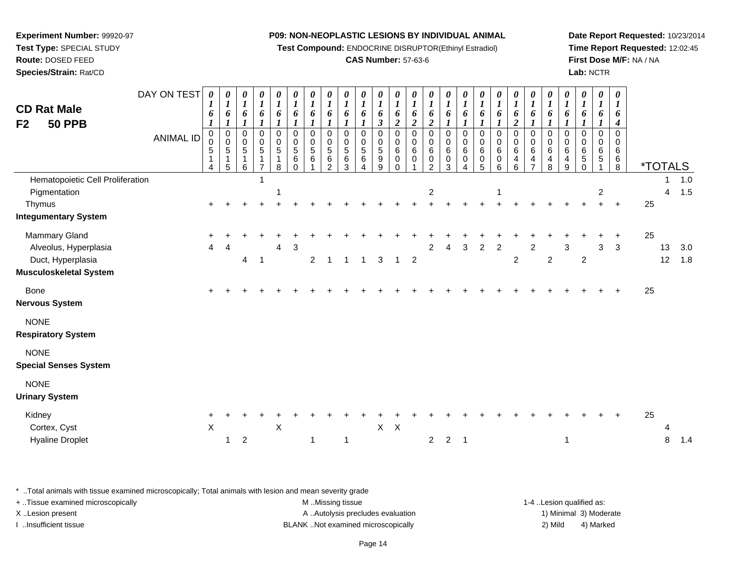**Experiment Number:** 99920-97
**Test Type:** SPECIAL STUDY
**Route:** DOSED FEED
**Species/Strain:** Rat/CD

**P09: NON-NEOPLASTIC LESIONS BY INDIVIDUAL ANIMAL**
**Test Compound:** ENDOCRINE DISRUPTOR(Ethinyl Estradiol)
**CAS Number:** 57-63-6

**Date Report Requested:** 10/23/2014
**Time Report Requested:** 12:02:45
**First Dose M/F:** NA / NA
**Lab:** NCTR

## CD Rat Male
## F2 50 PPB

| DAY ON TEST | 0161 | 0161 | 0161 | 0161 | 0161 | 0161 | 0161 | 0161 | 0161 | 0161 | 0163 | 0162 | 0162 | 0162 | 0161 | 0161 | 0161 | 0161 | 0162 | 0161 | 0161 | 0161 | 0161 | 0161 | 0164 | | | |
|---|---|---|---|---|---|---|---|---|---|---|---|---|---|---|---|---|---|---|---|---|---|---|---|---|---|---|---|---|
| **ANIMAL ID** | 00514 | 00515 | 00516 | 00517 | 00518 | 00560 | 00561 | 00562 | 00563 | 00564 | 00599 | 00600 | 00601 | 00602 | 00603 | 00604 | 00605 | 00606 | 00646 | 00647 | 00648 | 00649 | 00650 | 00651 | 00668 | ***TOTALS** | | |
| Hematopoietic Cell Proliferation | | | | 1 | | | | | | | | | | | | | | | | | | | | | | | 1 | 1.0 |
| Pigmentation | | | | | 1 | | | | | | | | | 2 | | | | 1 | | | | | | 2 | | | 4 | 1.5 |
| Thymus | + | + | + | + | + | + | + | + | + | + | + | + | + | + | + | + | + | + | + | + | + | + | + | + | + | 25 | | |
| **Integumentary System** | | | | | | | | | | | | | | | | | | | | | | | | | | | | |
| Mammary Gland | + | + | + | + | + | + | + | + | + | + | + | + | + | + | + | + | + | + | + | + | + | + | + | + | + | 25 | | |
| Alveolus, Hyperplasia | 4 | 4 | | | 4 | 3 | | | | | | | | 2 | 4 | 3 | 2 | 2 | | 2 | | 3 | | 3 | 3 | | 13 | 3.0 |
| Duct, Hyperplasia | | | 4 | 1 | | | 2 | 1 | 1 | 1 | 3 | 1 | 2 | | | | | | 2 | | 2 | | 2 | | | | 12 | 1.8 |
| **Musculoskeletal System** | | | | | | | | | | | | | | | | | | | | | | | | | | | | |
| Bone | + | + | + | + | + | + | + | + | + | + | + | + | + | + | + | + | + | + | + | + | + | + | + | + | + | 25 | | |
| **Nervous System** | | | | | | | | | | | | | | | | | | | | | | | | | | | | |
| NONE | | | | | | | | | | | | | | | | | | | | | | | | | | | | |
| **Respiratory System** | | | | | | | | | | | | | | | | | | | | | | | | | | | | |
| NONE | | | | | | | | | | | | | | | | | | | | | | | | | | | | |
| **Special Senses System** | | | | | | | | | | | | | | | | | | | | | | | | | | | | |
| NONE | | | | | | | | | | | | | | | | | | | | | | | | | | | | |
| **Urinary System** | | | | | | | | | | | | | | | | | | | | | | | | | | | | |
| Kidney | + | + | + | + | + | + | + | + | + | + | + | + | + | + | + | + | + | + | + | + | + | + | + | + | + | 25 | | |
| Cortex, Cyst | X | | | | X | | | | | | X | X | | | | | | | | | | | | | | | 4 | |
| Hyaline Droplet | | 1 | 2 | | | | 1 | | 1 | | | | | 2 | 2 | 1 | | | | | | 1 | | | | | 8 | 1.4 |

* ..Total animals with tissue examined microscopically; Total animals with lesion and mean severity grade
+ ..Tissue examined microscopically
X ..Lesion present
I ..Insufficient tissue

M ..Missing tissue
A ..Autolysis precludes evaluation
BLANK ..Not examined microscopically

1-4 ..Lesion qualified as:
1) Minimal 3) Moderate
2) Mild 4) Marked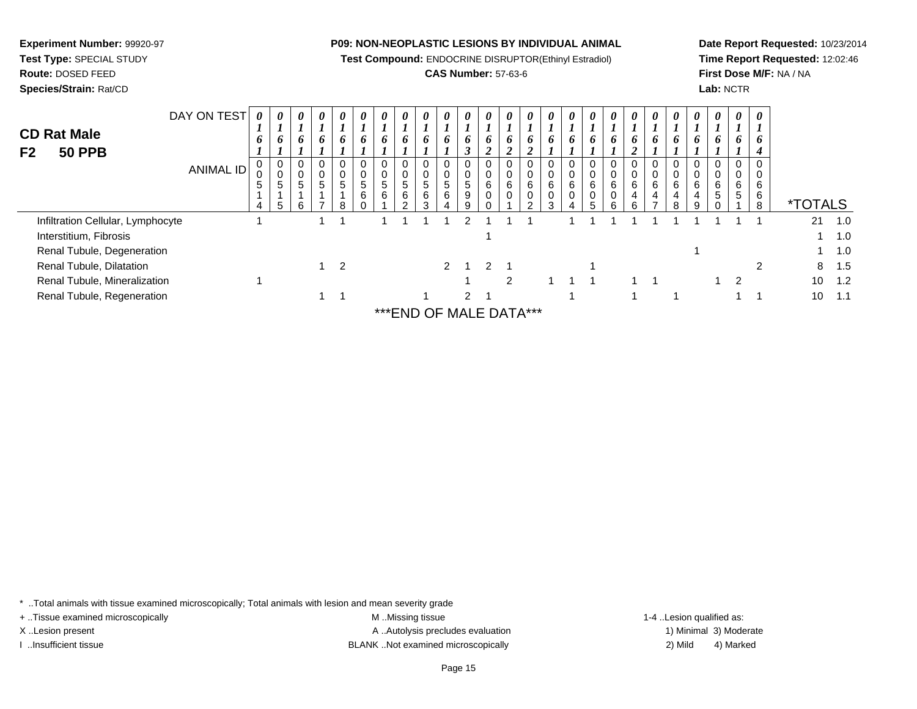**Experiment Number:** 99920-97
**Test Type:** SPECIAL STUDY
**Route:** DOSED FEED
**Species/Strain:** Rat/CD

**P09: NON-NEOPLASTIC LESIONS BY INDIVIDUAL ANIMAL**
**Test Compound:** ENDOCRINE DISRUPTOR(Ethinyl Estradiol)
**CAS Number:** 57-63-6

**Date Report Requested:** 10/23/2014
**Time Report Requested:** 12:02:46
**First Dose M/F:** NA / NA
**Lab:** NCTR

## CD Rat Male
## F2 50 PPB

| DAY ON TEST | 0161 | 0161 | 0161 | 0161 | 0161 | 0161 | 0161 | 0161 | 0161 | 0161 | 0163 | 0162 | 0162 | 0162 | 0161 | 0161 | 0161 | 0161 | 0162 | 0161 | 0161 | 0161 | 0161 | 0161 | 0164 | | |
|---|---|---|---|---|---|---|---|---|---|---|---|---|---|---|---|---|---|---|---|---|---|---|---|---|---|---|---|
| **ANIMAL ID** | 00514 | 00515 | 00516 | 00517 | 00518 | 00560 | 00561 | 00562 | 00563 | 00564 | 00599 | 00600 | 00601 | 00602 | 00603 | 00604 | 00605 | 00606 | 00646 | 00647 | 00648 | 00649 | 00650 | 00651 | 00668 | ***TOTALS** | |
| Infiltration Cellular, Lymphocyte | 1 | | | 1 | 1 | | 1 | 1 | 1 | 1 | 2 | 1 | 1 | 1 | | 1 | 1 | 1 | 1 | 1 | 1 | 1 | 1 | 1 | 1 | 21 | 1.0 |
| Interstitium, Fibrosis | | | | | | | | | | | | 1 | | | | | | | | | | | | | | 1 | 1.0 |
| Renal Tubule, Degeneration | | | | | | | | | | | | | | | | | | | | | | 1 | | | | 1 | 1.0 |
| Renal Tubule, Dilatation | | | | 1 | 2 | | | | | 2 | 1 | 2 | 1 | | | | 1 | | | | | | | | 2 | 8 | 1.5 |
| Renal Tubule, Mineralization | 1 | | | | | | | | | | 1 | | 2 | | 1 | 1 | 1 | | 1 | 1 | | | 1 | 2 | | 10 | 1.2 |
| Renal Tubule, Regeneration | | | | 1 | 1 | | | | 1 | | 2 | 1 | | | | 1 | | | 1 | | 1 | | | 1 | 1 | 10 | 1.1 |

***END OF MALE DATA***

\* ..Total animals with tissue examined microscopically; Total animals with lesion and mean severity grade
\+ ..Tissue examined microscopically
X ..Lesion present
I ..Insufficient tissue

M ..Missing tissue
A ..Autolysis precludes evaluation
BLANK ..Not examined microscopically

1-4 ..Lesion qualified as:
1) Minimal 3) Moderate
2) Mild 4) Marked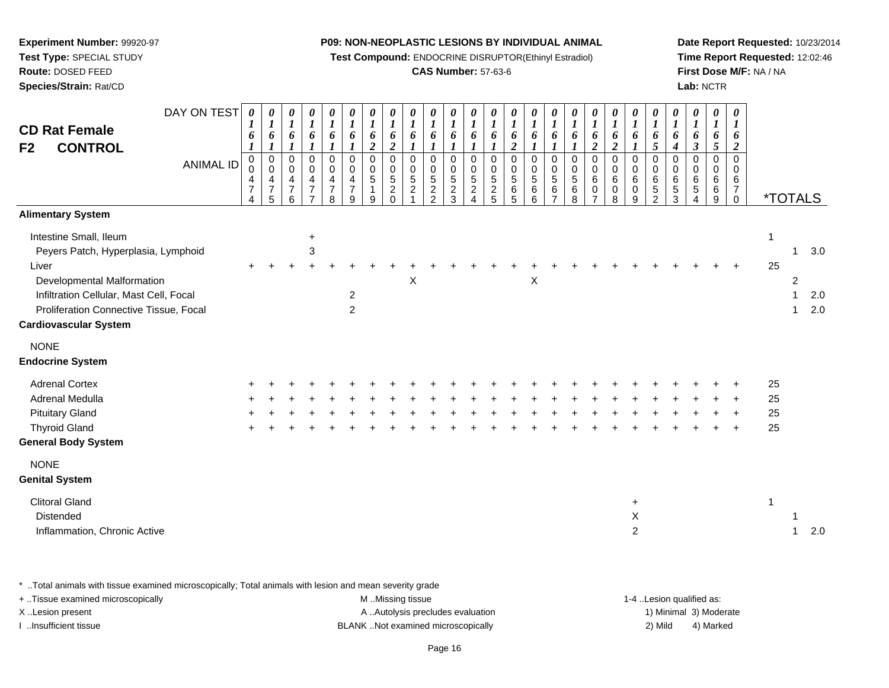**Experiment Number:** 99920-97
**Test Type:** SPECIAL STUDY
**Route:** DOSED FEED
**Species/Strain:** Rat/CD

**P09: NON-NEOPLASTIC LESIONS BY INDIVIDUAL ANIMAL**
**Test Compound:** ENDOCRINE DISRUPTOR(Ethinyl Estradiol)
**CAS Number:** 57-63-6

**Date Report Requested:** 10/23/2014
**Time Report Requested:** 12:02:46
**First Dose M/F:** NA / NA
**Lab:** NCTR

## CD Rat Female F2 CONTROL

| DAY ON TEST | 0161 | 0161 | 0161 | 0161 | 0161 | 0161 | 0162 | 0162 | 0161 | 0161 | 0161 | 0161 | 0161 | 0162 | 0161 | 0161 | 0161 | 0162 | 0162 | 0161 | 0165 | 0164 | 0163 | 0165 | 0162 | | | |
|---|---|---|---|---|---|---|---|---|---|---|---|---|---|---|---|---|---|---|---|---|---|---|---|---|---|---|---|---|
| **ANIMAL ID** | 00474 | 00475 | 00476 | 00477 | 00478 | 00479 | 00519 | 00520 | 00521 | 00522 | 00523 | 00524 | 00525 | 00565 | 00566 | 00567 | 00568 | 00607 | 00608 | 00609 | 00652 | 00653 | 00654 | 00669 | 00670 | ***TOTALS** | | |
| **Alimentary System** | | | | | | | | | | | | | | | | | | | | | | | | | | | | |
| Intestine Small, Ileum | | | | + | | | | | | | | | | | | | | | | | | | | | | 1 | | |
| Peyers Patch, Hyperplasia, Lymphoid | | | | 3 | | | | | | | | | | | | | | | | | | | | | | | 1 | 3.0 |
| Liver | + | + | + | + | + | + | + | + | + | + | + | + | + | + | + | + | + | + | + | + | + | + | + | + | + | 25 | | |
| Developmental Malformation | | | | | | | | | X | | | | | | X | | | | | | | | | | | | 2 | |
| Infiltration Cellular, Mast Cell, Focal | | | | | | 2 | | | | | | | | | | | | | | | | | | | | | 1 | 2.0 |
| Proliferation Connective Tissue, Focal | | | | | | 2 | | | | | | | | | | | | | | | | | | | | | 1 | 2.0 |
| **Cardiovascular System** | | | | | | | | | | | | | | | | | | | | | | | | | | | | |
| NONE | | | | | | | | | | | | | | | | | | | | | | | | | | | | |
| **Endocrine System** | | | | | | | | | | | | | | | | | | | | | | | | | | | | |
| Adrenal Cortex | + | + | + | + | + | + | + | + | + | + | + | + | + | + | + | + | + | + | + | + | + | + | + | + | + | 25 | | |
| Adrenal Medulla | + | + | + | + | + | + | + | + | + | + | + | + | + | + | + | + | + | + | + | + | + | + | + | + | + | 25 | | |
| Pituitary Gland | + | + | + | + | + | + | + | + | + | + | + | + | + | + | + | + | + | + | + | + | + | + | + | + | + | 25 | | |
| Thyroid Gland | + | + | + | + | + | + | + | + | + | + | + | + | + | + | + | + | + | + | + | + | + | + | + | + | + | 25 | | |
| **General Body System** | | | | | | | | | | | | | | | | | | | | | | | | | | | | |
| NONE | | | | | | | | | | | | | | | | | | | | | | | | | | | | |
| **Genital System** | | | | | | | | | | | | | | | | | | | | | | | | | | | | |
| Clitoral Gland | | | | | | | | | | | | | | | | | | | | + | | | | | | 1 | | |
| Distended | | | | | | | | | | | | | | | | | | | | X | | | | | | | 1 | |
| Inflammation, Chronic Active | | | | | | | | | | | | | | | | | | | | 2 | | | | | | | 1 | 2.0 |

\* ..Total animals with tissue examined microscopically; Total animals with lesion and mean severity grade
+ ..Tissue examined microscopically
X ..Lesion present
I ..Insufficient tissue

M ..Missing tissue
A ..Autolysis precludes evaluation
BLANK ..Not examined microscopically

1-4 ..Lesion qualified as:
1) Minimal 3) Moderate
2) Mild 4) Marked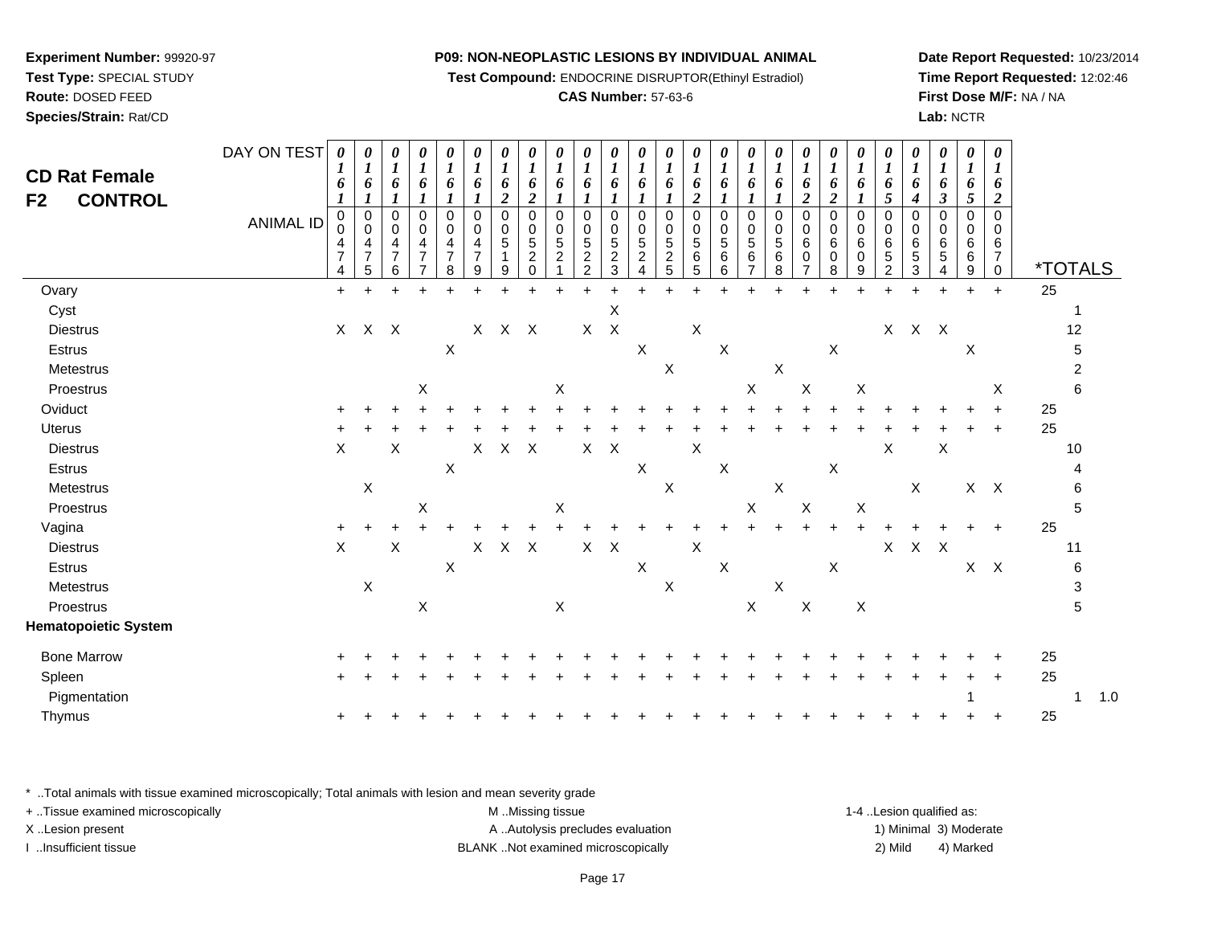**Experiment Number:** 99920-97
**Test Type:** SPECIAL STUDY
**Route:** DOSED FEED
**Species/Strain:** Rat/CD

**P09: NON-NEOPLASTIC LESIONS BY INDIVIDUAL ANIMAL**
**Test Compound:** ENDOCRINE DISRUPTOR(Ethinyl Estradiol)
**CAS Number:** 57-63-6

**Date Report Requested:** 10/23/2014
**Time Report Requested:** 12:02:46
**First Dose M/F:** NA / NA
**Lab:** NCTR

## CD Rat Female
## F2 CONTROL

| DAY ON TEST | 0161 | 0161 | 0161 | 0161 | 0161 | 0161 | 0162 | 0162 | 0161 | 0161 | 0161 | 0161 | 0161 | 0162 | 0161 | 0161 | 0161 | 0162 | 0162 | 0161 | 0165 | 0164 | 0163 | 0165 | 0162 | |
|---|---|---|---|---|---|---|---|---|---|---|---|---|---|---|---|---|---|---|---|---|---|---|---|---|---|---|
| **ANIMAL ID** | 0474 | 0475 | 0476 | 0477 | 0478 | 0479 | 0519 | 0520 | 0521 | 0522 | 0523 | 0524 | 0525 | 0565 | 0566 | 0567 | 0568 | 0607 | 0608 | 0609 | 0652 | 0653 | 0654 | 0669 | 0670 | ***TOTALS** |
| Ovary | + | + | + | + | + | + | + | + | + | + | + | + | + | + | + | + | + | + | + | + | + | + | + | + | + | 25 |
| Cyst | | | | | | | | | | | X | | | | | | | | | | | | | | | 1 |
| Diestrus | X | X | X | | | X | X | X | | X | X | | | X | | | | | | | X | X | X | | | 12 |
| Estrus | | | | | X | | | | | | | X | | | X | | | | X | | | | | X | | 5 |
| Metestrus | | | | | | | | | | | | | X | | | | X | | | | | | | | | 2 |
| Proestrus | | | | X | | | | | X | | | | | | | X | | X | | X | | | | | X | 6 |
| Oviduct | + | + | + | + | + | + | + | + | + | + | + | + | + | + | + | + | + | + | + | + | + | + | + | + | + | 25 |
| Uterus | + | + | + | + | + | + | + | + | + | + | + | + | + | + | + | + | + | + | + | + | + | + | + | + | + | 25 |
| Diestrus | X | | X | | | X | X | X | | X | X | | | X | | | | | | | X | | X | | | 10 |
| Estrus | | | | | X | | | | | | | X | | | X | | | | X | | | | | | | 4 |
| Metestrus | | X | | | | | | | | | | | X | | | | X | | | | | X | | X | X | 6 |
| Proestrus | | | | X | | | | | X | | | | | | | X | | X | | X | | | | | | 5 |
| Vagina | + | + | + | + | + | + | + | + | + | + | + | + | + | + | + | + | + | + | + | + | + | + | + | + | + | 25 |
| Diestrus | X | | X | | | X | X | X | | X | X | | | X | | | | | | | X | X | X | | | 11 |
| Estrus | | | | | X | | | | | | | X | | | X | | | | X | | | | | X | X | 6 |
| Metestrus | | X | | | | | | | | | | | X | | | | X | | | | | | | | | 3 |
| Proestrus | | | | X | | | | | X | | | | | | | X | | X | | X | | | | | | 5 |
| **Hematopoietic System** | | | | | | | | | | | | | | | | | | | | | | | | | | |
| Bone Marrow | + | + | + | + | + | + | + | + | + | + | + | + | + | + | + | + | + | + | + | + | + | + | + | + | + | 25 |
| Spleen | + | + | + | + | + | + | + | + | + | + | + | + | + | + | + | + | + | + | + | + | + | + | + | + | + | 25 |
| Pigmentation | | | | | | | | | | | | | | | | | | | | | | | | 1 | | 1 1.0 |
| Thymus | + | + | + | + | + | + | + | + | + | + | + | + | + | + | + | + | + | + | + | + | + | + | + | + | + | 25 |

\* ..Total animals with tissue examined microscopically; Total animals with lesion and mean severity grade
+ ..Tissue examined microscopically
X ..Lesion present
I ..Insufficient tissue

M ..Missing tissue
A ..Autolysis precludes evaluation
BLANK ..Not examined microscopically

1-4 ..Lesion qualified as:
1) Minimal 3) Moderate
2) Mild 4) Marked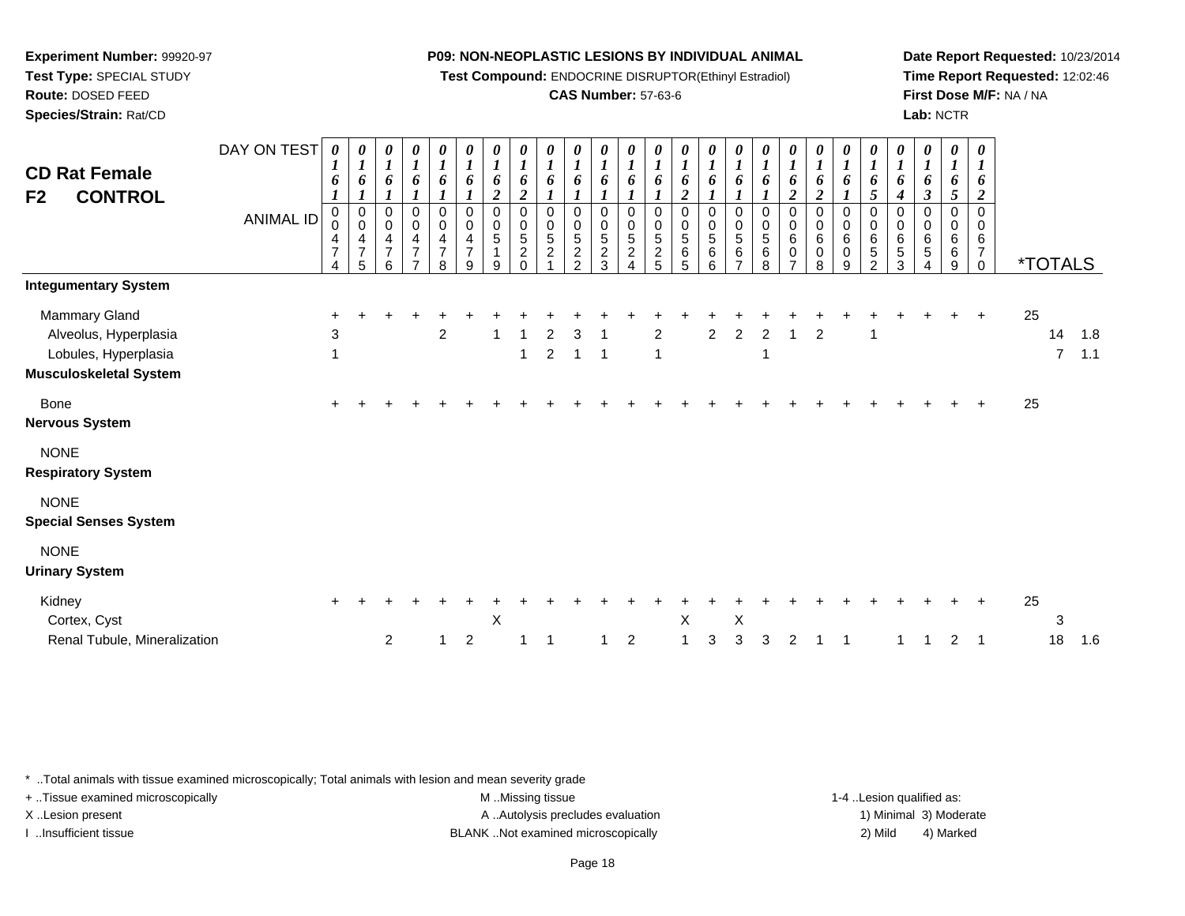**Experiment Number:** 99920-97
**Test Type:** SPECIAL STUDY
**Route:** DOSED FEED
**Species/Strain:** Rat/CD

**P09: NON-NEOPLASTIC LESIONS BY INDIVIDUAL ANIMAL**
**Test Compound:** ENDOCRINE DISRUPTOR(Ethinyl Estradiol)
**CAS Number:** 57-63-6

**Date Report Requested:** 10/23/2014
**Time Report Requested:** 12:02:46
**First Dose M/F:** NA / NA
**Lab:** NCTR

## CD Rat Female F2 CONTROL

| DAY ON TEST | 0161 | 0161 | 0161 | 0161 | 0161 | 0161 | 0162 | 0162 | 0161 | 0161 | 0161 | 0161 | 0161 | 0162 | 0161 | 0161 | 0161 | 0162 | 0162 | 0161 | 0165 | 0164 | 0163 | 0165 | 0162 | | | |
|---|---|---|---|---|---|---|---|---|---|---|---|---|---|---|---|---|---|---|---|---|---|---|---|---|---|---|---|---|
| **ANIMAL ID** | 00474 | 00475 | 00476 | 00477 | 00478 | 00479 | 00519 | 00520 | 00521 | 00522 | 00523 | 00524 | 00525 | 00565 | 00566 | 00567 | 00568 | 00607 | 00608 | 00609 | 00652 | 00653 | 00654 | 00669 | 00670 | ***TOTALS** | | |
| **Integumentary System** | | | | | | | | | | | | | | | | | | | | | | | | | | | | |
| Mammary Gland | + | + | + | + | + | + | + | + | + | + | + | + | + | + | + | + | + | + | + | + | + | + | + | + | + | 25 | | |
| Alveolus, Hyperplasia | 3 | | | | 2 | | 1 | 1 | 2 | 3 | 1 | | 2 | | 2 | 2 | 2 | 1 | 2 | | 1 | | | | | | 14 | 1.8 |
| Lobules, Hyperplasia | 1 | | | | | | | 1 | 2 | 1 | 1 | | 1 | | | | 1 | | | | | | | | | | 7 | 1.1 |
| **Musculoskeletal System** | | | | | | | | | | | | | | | | | | | | | | | | | | | | |
| Bone | + | + | + | + | + | + | + | + | + | + | + | + | + | + | + | + | + | + | + | + | + | + | + | + | + | 25 | | |
| **Nervous System** | | | | | | | | | | | | | | | | | | | | | | | | | | | | |
| NONE | | | | | | | | | | | | | | | | | | | | | | | | | | | | |
| **Respiratory System** | | | | | | | | | | | | | | | | | | | | | | | | | | | | |
| NONE | | | | | | | | | | | | | | | | | | | | | | | | | | | | |
| **Special Senses System** | | | | | | | | | | | | | | | | | | | | | | | | | | | | |
| NONE | | | | | | | | | | | | | | | | | | | | | | | | | | | | |
| **Urinary System** | | | | | | | | | | | | | | | | | | | | | | | | | | | | |
| Kidney | + | + | + | + | + | + | + | + | + | + | + | + | + | + | + | + | + | + | + | + | + | + | + | + | + | 25 | | |
| Cortex, Cyst | | | | | | | X | | | | | | | X | | X | | | | | | | | | | | 3 | |
| Renal Tubule, Mineralization | | | 2 | | 1 | 2 | | 1 | 1 | | 1 | 2 | | 1 | 3 | 3 | 3 | 2 | 1 | 1 | | 1 | 1 | 2 | 1 | | 18 | 1.6 |

* ..Total animals with tissue examined microscopically; Total animals with lesion and mean severity grade
+ ..Tissue examined microscopically
X ..Lesion present
I ..Insufficient tissue

M ..Missing tissue
A ..Autolysis precludes evaluation
BLANK ..Not examined microscopically

1-4 ..Lesion qualified as:
1) Minimal 3) Moderate
2) Mild 4) Marked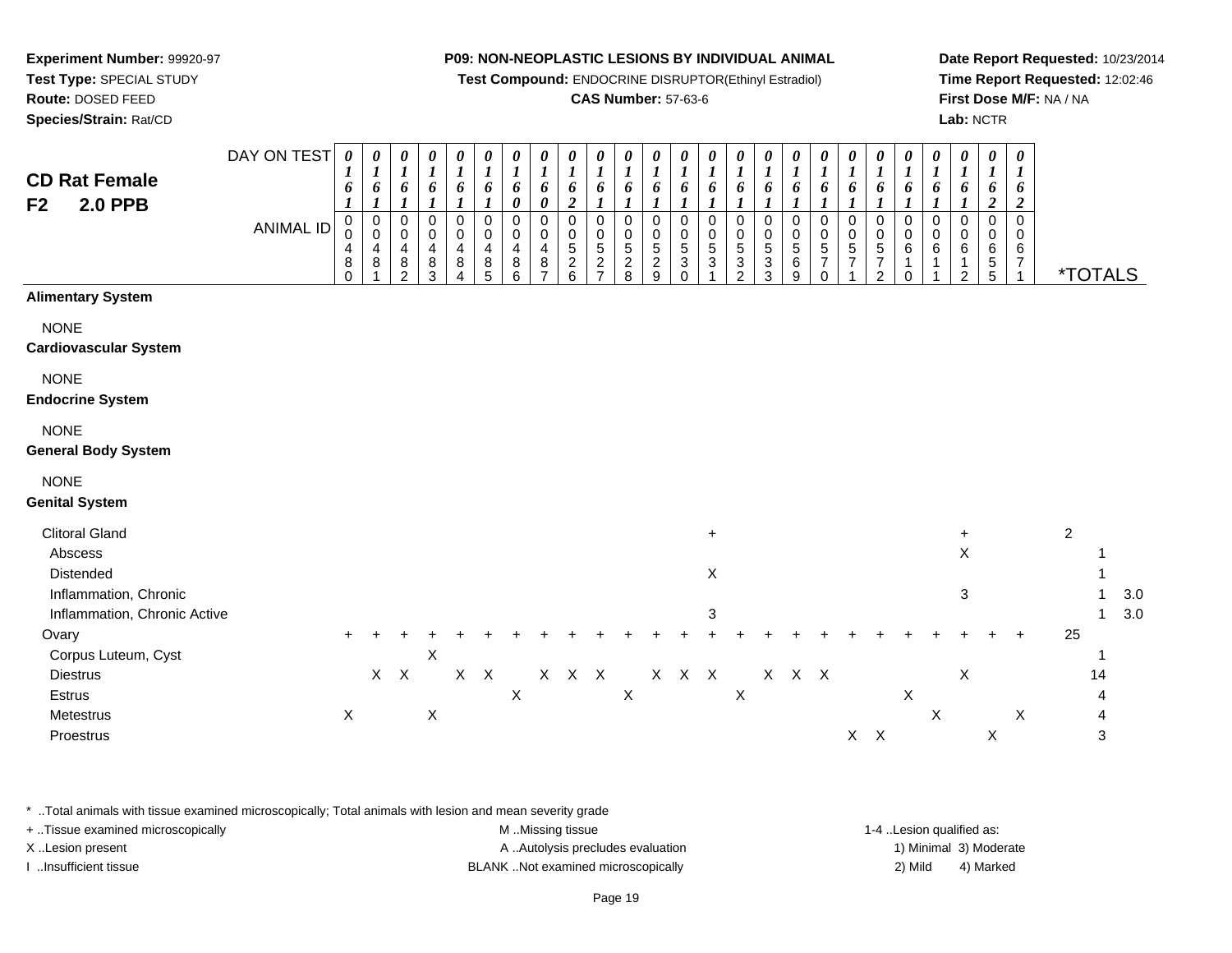**Experiment Number:** 99920-97
**Test Type:** SPECIAL STUDY
**Route:** DOSED FEED
**Species/Strain:** Rat/CD

**P09: NON-NEOPLASTIC LESIONS BY INDIVIDUAL ANIMAL**
**Test Compound:** ENDOCRINE DISRUPTOR(Ethinyl Estradiol)
**CAS Number:** 57-63-6

**Date Report Requested:** 10/23/2014
**Time Report Requested:** 12:02:46
**First Dose M/F:** NA / NA
**Lab:** NCTR

## CD Rat Female F2 2.0 PPB

| DAY ON TEST | 0161 | 0161 | 0161 | 0161 | 0161 | 0161 | 0160 | 0160 | 0162 | 0161 | 0161 | 0161 | 0161 | 0161 | 0161 | 0161 | 0161 | 0161 | 0161 | 0161 | 0161 | 0161 | 0161 | 0162 | 0162 | | |
|---|---|---|---|---|---|---|---|---|---|---|---|---|---|---|---|---|---|---|---|---|---|---|---|---|---|---|---|
| **ANIMAL ID** | 00480 | 00481 | 00482 | 00483 | 00484 | 00485 | 00486 | 00487 | 00526 | 00527 | 00528 | 00529 | 00530 | 00531 | 00532 | 00533 | 00569 | 00570 | 00571 | 00572 | 00610 | 00611 | 00612 | 00655 | 00671 | ***TOTALS** | |
| **Alimentary System** | | | | | | | | | | | | | | | | | | | | | | | | | | | |
| NONE | | | | | | | | | | | | | | | | | | | | | | | | | | | |
| **Cardiovascular System** | | | | | | | | | | | | | | | | | | | | | | | | | | | |
| NONE | | | | | | | | | | | | | | | | | | | | | | | | | | | |
| **Endocrine System** | | | | | | | | | | | | | | | | | | | | | | | | | | | |
| NONE | | | | | | | | | | | | | | | | | | | | | | | | | | | |
| **General Body System** | | | | | | | | | | | | | | | | | | | | | | | | | | | |
| NONE | | | | | | | | | | | | | | | | | | | | | | | | | | | |
| **Genital System** | | | | | | | | | | | | | | | | | | | | | | | | | | | |
| Clitoral Gland | | | | | | | | | | | | | | + | | | | | | | | | + | | | 2 | |
| Abscess | | | | | | | | | | | | | | | | | | | | | | | X | | | 1 | |
| Distended | | | | | | | | | | | | | | X | | | | | | | | | | | | 1 | |
| Inflammation, Chronic | | | | | | | | | | | | | | | | | | | | | | | 3 | | | 1 | 3.0 |
| Inflammation, Chronic Active | | | | | | | | | | | | | | 3 | | | | | | | | | | | | 1 | 3.0 |
| Ovary | + | + | + | + | + | + | + | + | + | + | + | + | + | + | + | + | + | + | + | + | + | + | + | + | + | 25 | |
| Corpus Luteum, Cyst | | | | X | | | | | | | | | | | | | | | | | | | | | | 1 | |
| Diestrus | | X | X | | X | X | | X | X | X | | X | X | X | | X | X | X | | | | | X | | | 14 | |
| Estrus | | | | | | | X | | | | X | | | | X | | | | | | X | | | | | 4 | |
| Metestrus | X | | | X | | | | | | | | | | | | | | | | | | X | | | X | 4 | |
| Proestrus | | | | | | | | | | | | | | | | | | | X | X | | | | X | | 3 | |

\* ..Total animals with tissue examined microscopically; Total animals with lesion and mean severity grade
+ ..Tissue examined microscopically
X ..Lesion present
I ..Insufficient tissue

M ..Missing tissue
A ..Autolysis precludes evaluation
BLANK ..Not examined microscopically

1-4 ..Lesion qualified as:
1) Minimal 3) Moderate
2) Mild 4) Marked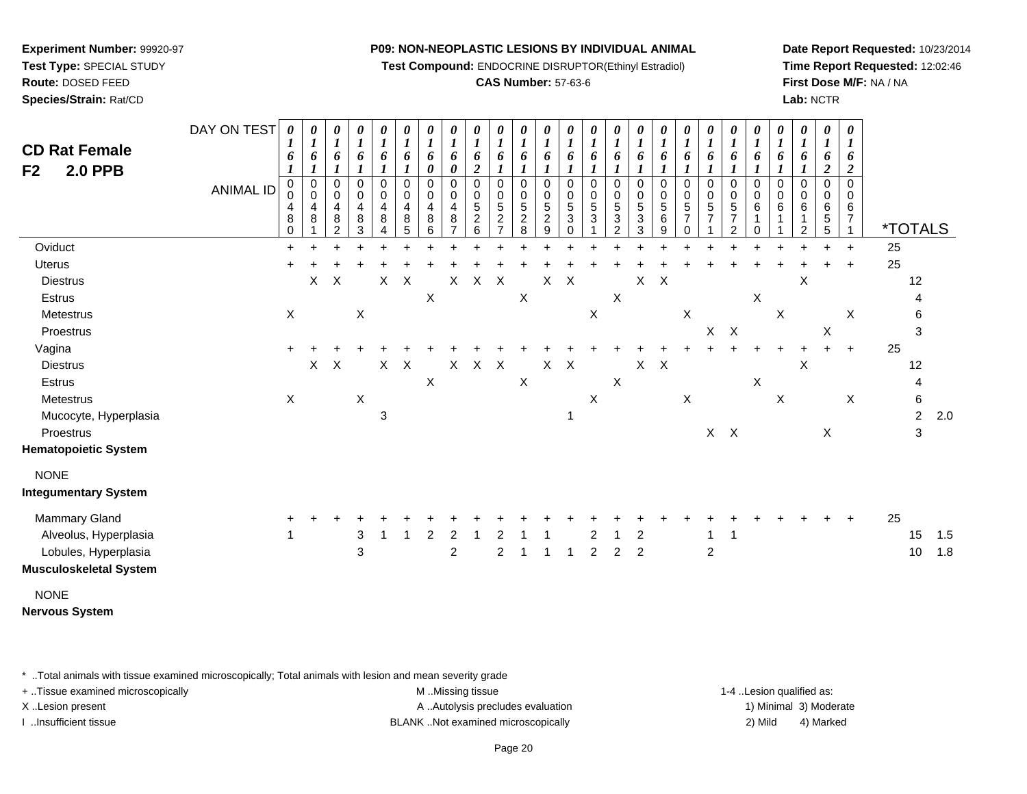**Experiment Number:** 99920-97
**Test Type:** SPECIAL STUDY
**Route:** DOSED FEED
**Species/Strain:** Rat/CD

**P09: NON-NEOPLASTIC LESIONS BY INDIVIDUAL ANIMAL**
**Test Compound:** ENDOCRINE DISRUPTOR(Ethinyl Estradiol)
**CAS Number:** 57-63-6

**Date Report Requested:** 10/23/2014
**Time Report Requested:** 12:02:46
**First Dose M/F:** NA / NA
**Lab:** NCTR

## CD Rat Female
## F2 2.0 PPB

| DAY ON TEST | 0161 | 0161 | 0161 | 0161 | 0161 | 0161 | 0160 | 0160 | 0162 | 0161 | 0161 | 0161 | 0161 | 0161 | 0161 | 0161 | 0161 | 0161 | 0161 | 0161 | 0161 | 0161 | 0161 | 0162 | 0162 | | |
|---|---|---|---|---|---|---|---|---|---|---|---|---|---|---|---|---|---|---|---|---|---|---|---|---|---|---|---|
| **ANIMAL ID** | 00480 | 00481 | 00482 | 00483 | 00484 | 00485 | 00486 | 00487 | 00526 | 00527 | 00528 | 00529 | 00530 | 00531 | 00532 | 00533 | 00569 | 00570 | 00571 | 00572 | 00610 | 00611 | 00612 | 00655 | 00671 | ***TOTALS** | |
| Oviduct | + | + | + | + | + | + | + | + | + | + | + | + | + | + | + | + | + | + | + | + | + | + | + | + | + | 25 | |
| Uterus | + | + | + | + | + | + | + | + | + | + | + | + | + | + | + | + | + | + | + | + | + | + | + | + | + | 25 | |
| Diestrus | | X | X | | X | X | | X | X | X | | X | X | | | X | X | | | | | | X | | | 12 | |
| Estrus | | | | | | | X | | | | X | | | | X | | | | | | X | | | | | 4 | |
| Metestrus | X | | | X | | | | | | | | | | X | | | | X | | | | X | | | X | 6 | |
| Proestrus | | | | | | | | | | | | | | | | | | | X | X | | | | X | | 3 | |
| Vagina | + | + | + | + | + | + | + | + | + | + | + | + | + | + | + | + | + | + | + | + | + | + | + | + | + | 25 | |
| Diestrus | | X | X | | X | X | | X | X | X | | X | X | | | X | X | | | | | | X | | | 12 | |
| Estrus | | | | | | | X | | | | X | | | | X | | | | | | X | | | | | 4 | |
| Metestrus | X | | | X | | | | | | | | | | X | | | | X | | | | X | | | X | 6 | |
| Mucocyte, Hyperplasia | | | | | 3 | | | | | | | | 1 | | | | | | | | | | | | | 2 | 2.0 |
| Proestrus | | | | | | | | | | | | | | | | | | | X | X | | | | X | | 3 | |
| **Hematopoietic System** | | | | | | | | | | | | | | | | | | | | | | | | | | | |
| NONE | | | | | | | | | | | | | | | | | | | | | | | | | | | |
| **Integumentary System** | | | | | | | | | | | | | | | | | | | | | | | | | | | |
| Mammary Gland | + | + | + | + | + | + | + | + | + | + | + | + | + | + | + | + | + | + | + | + | + | + | + | + | + | 25 | |
| Alveolus, Hyperplasia | 1 | | | 3 | 1 | 1 | 2 | 2 | 1 | 2 | 1 | 1 | | 2 | 1 | 2 | | | 1 | 1 | | | | | | 15 | 1.5 |
| Lobules, Hyperplasia | | | | 3 | | | | 2 | | 2 | 1 | 1 | 1 | 2 | 2 | 2 | | | 2 | | | | | | | 10 | 1.8 |
| **Musculoskeletal System** | | | | | | | | | | | | | | | | | | | | | | | | | | | |
| NONE | | | | | | | | | | | | | | | | | | | | | | | | | | | |
| **Nervous System** | | | | | | | | | | | | | | | | | | | | | | | | | | | |

\* ..Total animals with tissue examined microscopically; Total animals with lesion and mean severity grade
\+ ..Tissue examined microscopically
X ..Lesion present
I ..Insufficient tissue

M ..Missing tissue
A ..Autolysis precludes evaluation
BLANK ..Not examined microscopically

1-4 ..Lesion qualified as:
1) Minimal 3) Moderate
2) Mild 4) Marked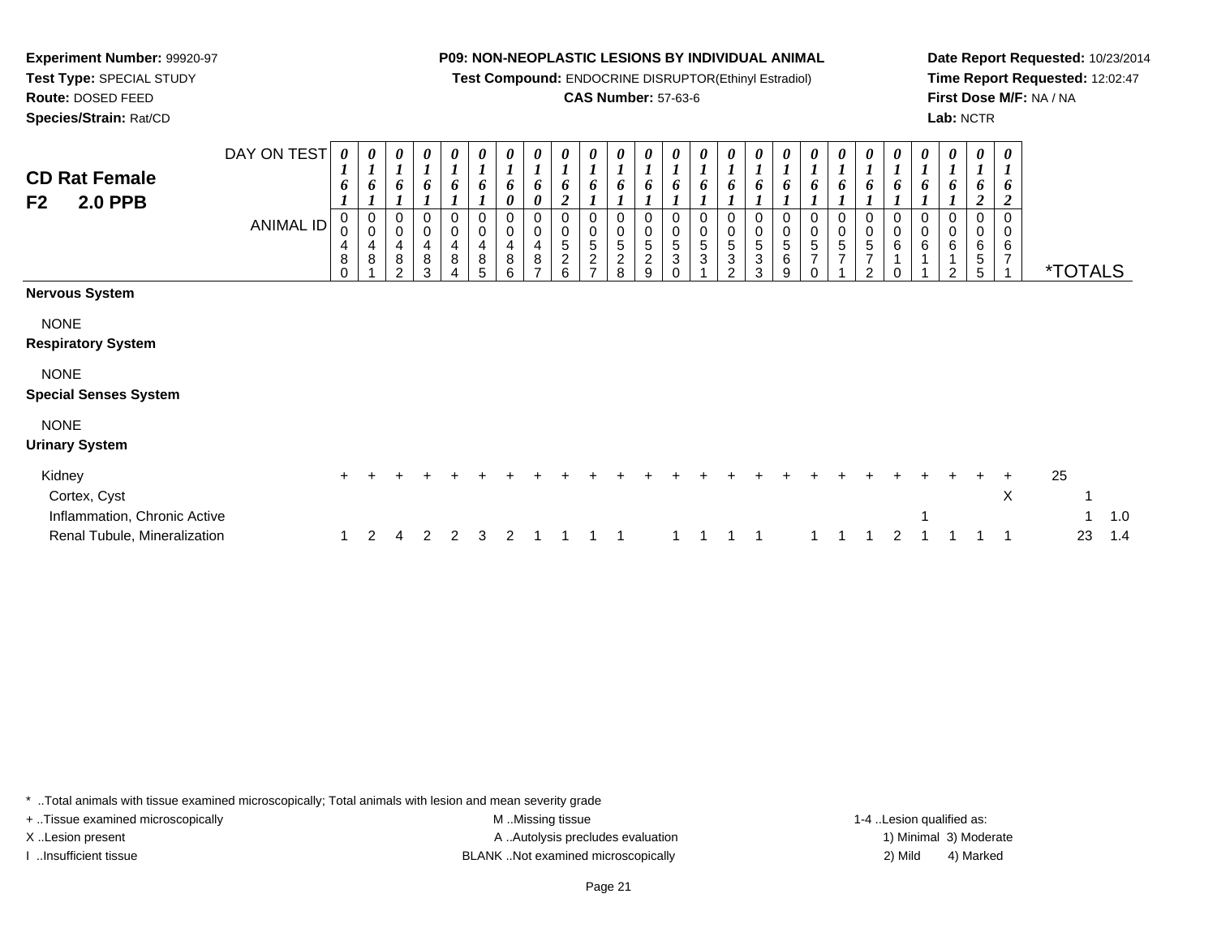**Experiment Number:** 99920-97
**Test Type:** SPECIAL STUDY
**Route:** DOSED FEED
**Species/Strain:** Rat/CD

**P09: NON-NEOPLASTIC LESIONS BY INDIVIDUAL ANIMAL**
**Test Compound:** ENDOCRINE DISRUPTOR(Ethinyl Estradiol)
**CAS Number:** 57-63-6

**Date Report Requested:** 10/23/2014
**Time Report Requested:** 12:02:47
**First Dose M/F:** NA / NA
**Lab:** NCTR

## CD Rat Female F2 2.0 PPB

| DAY ON TEST | 0161 | 0161 | 0161 | 0161 | 0161 | 0161 | 0160 | 0160 | 0162 | 0161 | 0161 | 0161 | 0161 | 0161 | 0161 | 0161 | 0161 | 0161 | 0161 | 0161 | 0161 | 0161 | 0161 | 0162 | 0162 | | |
|---|---|---|---|---|---|---|---|---|---|---|---|---|---|---|---|---|---|---|---|---|---|---|---|---|---|---|---|
| **ANIMAL ID** | 0480 | 0481 | 0482 | 0483 | 0484 | 0485 | 0486 | 0487 | 0526 | 0527 | 0528 | 0529 | 0530 | 0531 | 0532 | 0533 | 0569 | 0570 | 0571 | 0572 | 0610 | 0611 | 0612 | 0655 | 0671 | ***TOTALS** | |
| **Nervous System** | | | | | | | | | | | | | | | | | | | | | | | | | | | |
| NONE | | | | | | | | | | | | | | | | | | | | | | | | | | | |
| **Respiratory System** | | | | | | | | | | | | | | | | | | | | | | | | | | | |
| NONE | | | | | | | | | | | | | | | | | | | | | | | | | | | |
| **Special Senses System** | | | | | | | | | | | | | | | | | | | | | | | | | | | |
| NONE | | | | | | | | | | | | | | | | | | | | | | | | | | | |
| **Urinary System** | | | | | | | | | | | | | | | | | | | | | | | | | | | |
| Kidney | + | + | + | + | + | + | + | + | + | + | + | + | + | + | + | + | + | + | + | + | + | + | + | + | + | 25 | |
| Cortex, Cyst | | | | | | | | | | | | | | | | | | | | | | | | | X | 1 | |
| Inflammation, Chronic Active | | | | | | | | | | | | | | | | | | | | | | 1 | | | | 1 | 1.0 |
| Renal Tubule, Mineralization | 1 | 2 | 4 | 2 | 2 | 3 | 2 | 1 | 1 | 1 | 1 | | 1 | 1 | 1 | 1 | | 1 | 1 | 1 | 2 | 1 | 1 | 1 | 1 | 23 | 1.4 |

* ..Total animals with tissue examined microscopically; Total animals with lesion and mean severity grade
+ ..Tissue examined microscopically
X ..Lesion present
I ..Insufficient tissue
M ..Missing tissue
A ..Autolysis precludes evaluation
BLANK ..Not examined microscopically
1-4 ..Lesion qualified as: 1) Minimal 2) Mild 3) Moderate 4) Marked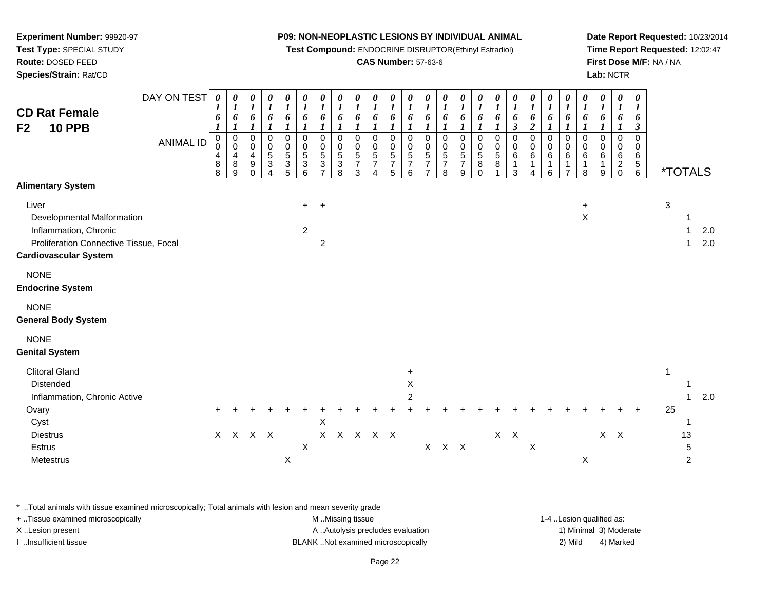**Experiment Number:** 99920-97
**Test Type:** SPECIAL STUDY
**Route:** DOSED FEED
**Species/Strain:** Rat/CD

**P09: NON-NEOPLASTIC LESIONS BY INDIVIDUAL ANIMAL**
**Test Compound:** ENDOCRINE DISRUPTOR(Ethinyl Estradiol)
**CAS Number:** 57-63-6

**Date Report Requested:** 10/23/2014
**Time Report Requested:** 12:02:47
**First Dose M/F:** NA / NA
**Lab:** NCTR

## CD Rat Female
## F2 10 PPB

| DAY ON TEST | 0161 | 0161 | 0161 | 0161 | 0161 | 0161 | 0161 | 0161 | 0161 | 0161 | 0161 | 0161 | 0161 | 0161 | 0161 | 0161 | 0161 | 0163 | 0162 | 0161 | 0161 | 0161 | 0161 | 0161 | 0163 | | |
|---|---|---|---|---|---|---|---|---|---|---|---|---|---|---|---|---|---|---|---|---|---|---|---|---|---|---|---|
| ANIMAL ID | 00488 | 00489 | 00490 | 00534 | 00535 | 00536 | 00537 | 00538 | 00573 | 00574 | 00575 | 00576 | 00577 | 00578 | 00579 | 00580 | 00581 | 00613 | 00614 | 00616 | 00617 | 00618 | 00619 | 00620 | 00656 | *TOTALS | |
| **Alimentary System** | | | | | | | | | | | | | | | | | | | | | | | | | | | |
| Liver | | | | | | + | + | | | | | | | | | | | | | | | + | | | | 3 | |
| Developmental Malformation | | | | | | | | | | | | | | | | | | | | | | X | | | | 1 | |
| Inflammation, Chronic | | | | | | 2 | | | | | | | | | | | | | | | | | | | | 1 | 2.0 |
| Proliferation Connective Tissue, Focal | | | | | | | 2 | | | | | | | | | | | | | | | | | | | 1 | 2.0 |
| **Cardiovascular System** | | | | | | | | | | | | | | | | | | | | | | | | | | | |
| NONE | | | | | | | | | | | | | | | | | | | | | | | | | | | |
| **Endocrine System** | | | | | | | | | | | | | | | | | | | | | | | | | | | |
| NONE | | | | | | | | | | | | | | | | | | | | | | | | | | | |
| **General Body System** | | | | | | | | | | | | | | | | | | | | | | | | | | | |
| NONE | | | | | | | | | | | | | | | | | | | | | | | | | | | |
| **Genital System** | | | | | | | | | | | | | | | | | | | | | | | | | | | |
| Clitoral Gland | | | | | | | | | | | | + | | | | | | | | | | | | | | 1 | |
| Distended | | | | | | | | | | | | X | | | | | | | | | | | | | | 1 | |
| Inflammation, Chronic Active | | | | | | | | | | | | 2 | | | | | | | | | | | | | | 1 | 2.0 |
| Ovary | + | + | + | + | + | + | + | + | + | + | + | + | + | + | + | + | + | + | + | + | + | + | + | + | + | 25 | |
| Cyst | | | | | | | X | | | | | | | | | | | | | | | | | | | 1 | |
| Diestrus | X | X | X | X | | | X | X | X | X | X | | | | | | X | X | | | | | X | X | | 13 | |
| Estrus | | | | | | X | | | | | | | X | X | X | | | | X | | | | | | | 5 | |
| Metestrus | | | | | X | | | | | | | | | | | | | | | | | X | | | | 2 | |

* ..Total animals with tissue examined microscopically; Total animals with lesion and mean severity grade
+ ..Tissue examined microscopically
X ..Lesion present
I ..Insufficient tissue

M ..Missing tissue
A ..Autolysis precludes evaluation
BLANK ..Not examined microscopically

1-4 ..Lesion qualified as:
1) Minimal 3) Moderate
2) Mild 4) Marked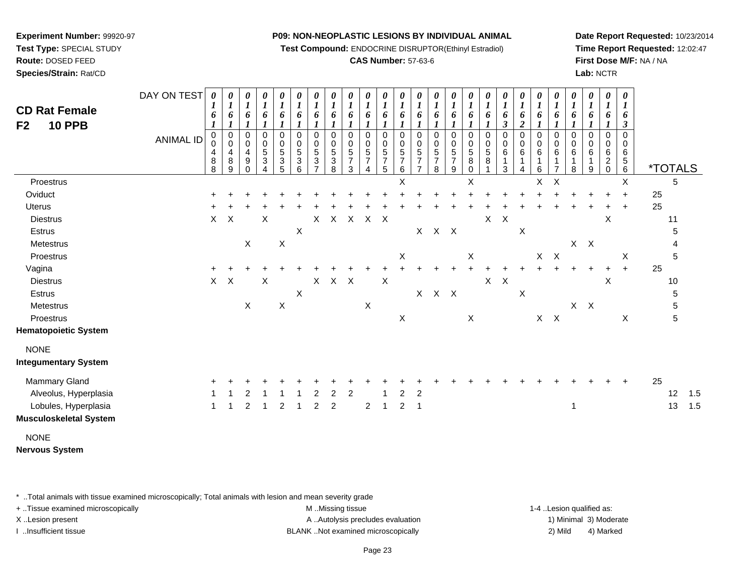**Experiment Number:** 99920-97
**Test Type:** SPECIAL STUDY
**Route:** DOSED FEED
**Species/Strain:** Rat/CD

**P09: NON-NEOPLASTIC LESIONS BY INDIVIDUAL ANIMAL**
**Test Compound:** ENDOCRINE DISRUPTOR(Ethinyl Estradiol)
**CAS Number:** 57-63-6

**Date Report Requested:** 10/23/2014
**Time Report Requested:** 12:02:47
**First Dose M/F:** NA / NA
**Lab:** NCTR

## CD Rat Female
## F2 10 PPB

| DAY ON TEST | 0161 | 0161 | 0161 | 0161 | 0161 | 0161 | 0161 | 0161 | 0161 | 0161 | 0161 | 0161 | 0161 | 0161 | 0161 | 0161 | 0161 | 0163 | 0162 | 0161 | 0161 | 0161 | 0161 | 0161 | 0163 | | | |
|---|---|---|---|---|---|---|---|---|---|---|---|---|---|---|---|---|---|---|---|---|---|---|---|---|---|---|---|---|
| **ANIMAL ID** | 0488 | 0489 | 0490 | 0534 | 0535 | 0536 | 0537 | 0538 | 0573 | 0574 | 0575 | 0576 | 0577 | 0578 | 0579 | 0580 | 0581 | 0613 | 0614 | 0616 | 0617 | 0618 | 0619 | 0620 | 0656 | ***TOTALS** | | |
| Proestrus | | | | | | | | | | | | X | | | | X | | | | X | X | | | | X | | 5 | |
| Oviduct | + | + | + | + | + | + | + | + | + | + | + | + | + | + | + | + | + | + | + | + | + | + | + | + | + | 25 | | |
| Uterus | + | + | + | + | + | + | + | + | + | + | + | + | + | + | + | + | + | + | + | + | + | + | + | + | + | 25 | | |
| Diestrus | X | X | | X | | | X | X | X | X | X | | | | | | X | X | | | | | | X | | | 11 | |
| Estrus | | | | | | X | | | | | | | X | X | X | | | | X | | | | | | | | 5 | |
| Metestrus | | | X | | X | | | | | | | | | | | | | | | | | X | X | | | | 4 | |
| Proestrus | | | | | | | | | | | | X | | | | X | | | | X | X | | | | X | | 5 | |
| Vagina | + | + | + | + | + | + | + | + | + | + | + | + | + | + | + | + | + | + | + | + | + | + | + | + | + | 25 | | |
| Diestrus | X | X | | X | | | X | X | X | | X | | | | | | X | X | | | | | | X | | | 10 | |
| Estrus | | | | | | X | | | | | | | X | X | X | | | | X | | | | | | | | 5 | |
| Metestrus | | | X | | X | | | | | X | | | | | | | | | | | | X | X | | | | 5 | |
| Proestrus | | | | | | | | | | | | X | | | | X | | | | X | X | | | | X | | 5 | |
| **Hematopoietic System** | | | | | | | | | | | | | | | | | | | | | | | | | | | | |
| NONE | | | | | | | | | | | | | | | | | | | | | | | | | | | | |
| **Integumentary System** | | | | | | | | | | | | | | | | | | | | | | | | | | | | |
| Mammary Gland | + | + | + | + | + | + | + | + | + | + | + | + | + | + | + | + | + | + | + | + | + | + | + | + | + | 25 | | |
| Alveolus, Hyperplasia | 1 | 1 | 2 | 1 | 1 | 1 | 2 | 2 | 2 | | 1 | 2 | 2 | | | | | | | | | | | | | | 12 | 1.5 |
| Lobules, Hyperplasia | 1 | 1 | 2 | 1 | 2 | 1 | 2 | 2 | | 2 | 1 | 2 | 1 | | | | | | | | | 1 | | | | | 13 | 1.5 |
| **Musculoskeletal System** | | | | | | | | | | | | | | | | | | | | | | | | | | | | |
| NONE | | | | | | | | | | | | | | | | | | | | | | | | | | | | |
| **Nervous System** | | | | | | | | | | | | | | | | | | | | | | | | | | | | |

\* ..Total animals with tissue examined microscopically; Total animals with lesion and mean severity grade
+ ..Tissue examined microscopically
X ..Lesion present
I ..Insufficient tissue

M ..Missing tissue
A ..Autolysis precludes evaluation
BLANK ..Not examined microscopically

1-4 ..Lesion qualified as:
1) Minimal 3) Moderate
2) Mild 4) Marked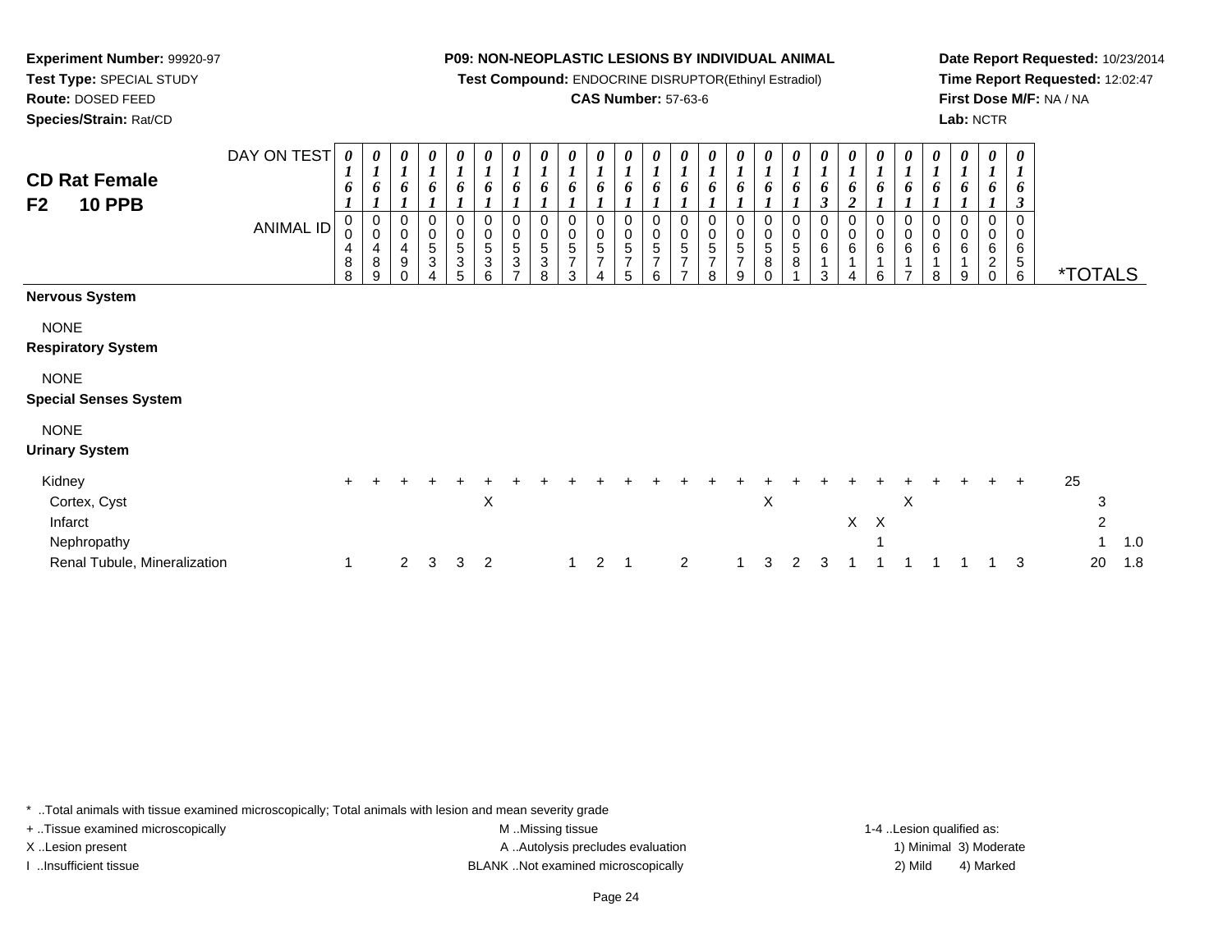**Experiment Number:** 99920-97
**Test Type:** SPECIAL STUDY
**Route:** DOSED FEED
**Species/Strain:** Rat/CD

**P09: NON-NEOPLASTIC LESIONS BY INDIVIDUAL ANIMAL**
**Test Compound:** ENDOCRINE DISRUPTOR(Ethinyl Estradiol)
**CAS Number:** 57-63-6

**Date Report Requested:** 10/23/2014
**Time Report Requested:** 12:02:47
**First Dose M/F:** NA / NA
**Lab:** NCTR

## CD Rat Female
## F2 10 PPB

| DAY ON TEST | 0161 | 0161 | 0161 | 0161 | 0161 | 0161 | 0161 | 0161 | 0161 | 0161 | 0161 | 0161 | 0161 | 0161 | 0161 | 0161 | 0161 | 0163 | 0162 | 0161 | 0161 | 0161 | 0161 | 0161 | 0163 | | |
|---|---|---|---|---|---|---|---|---|---|---|---|---|---|---|---|---|---|---|---|---|---|---|---|---|---|---|---|
| **ANIMAL ID** | 0488 | 0489 | 0490 | 0534 | 0535 | 0536 | 0537 | 0538 | 0573 | 0574 | 0575 | 0576 | 0577 | 0578 | 0579 | 0580 | 0581 | 0613 | 0614 | 0616 | 0617 | 0618 | 0619 | 0620 | 0656 | ***TOTALS** | |
| **Nervous System** | | | | | | | | | | | | | | | | | | | | | | | | | | | |
| NONE | | | | | | | | | | | | | | | | | | | | | | | | | | | |
| **Respiratory System** | | | | | | | | | | | | | | | | | | | | | | | | | | | |
| NONE | | | | | | | | | | | | | | | | | | | | | | | | | | | |
| **Special Senses System** | | | | | | | | | | | | | | | | | | | | | | | | | | | |
| NONE | | | | | | | | | | | | | | | | | | | | | | | | | | | |
| **Urinary System** | | | | | | | | | | | | | | | | | | | | | | | | | | | |
| Kidney | + | + | + | + | + | + | + | + | + | + | + | + | + | + | + | + | + | + | + | + | + | + | + | + | + | 25 | |
| Cortex, Cyst | | | | | | X | | | | | | | | | | X | | | | | X | | | | | 3 | |
| Infarct | | | | | | | | | | | | | | | | | | | X | X | | | | | | 2 | |
| Nephropathy | | | | | | | | | | | | | | | | | | | | 1 | | | | | | 1 | 1.0 |
| Renal Tubule, Mineralization | 1 | | 2 | 3 | 3 | 2 | | | 1 | 2 | 1 | | 2 | | 1 | 3 | 2 | 3 | 1 | 1 | 1 | 1 | 1 | 1 | 3 | 20 | 1.8 |

* ..Total animals with tissue examined microscopically; Total animals with lesion and mean severity grade
+ ..Tissue examined microscopically
X ..Lesion present
I ..Insufficient tissue

M ..Missing tissue
A ..Autolysis precludes evaluation
BLANK ..Not examined microscopically

1-4 ..Lesion qualified as:
1) Minimal 3) Moderate
2) Mild 4) Marked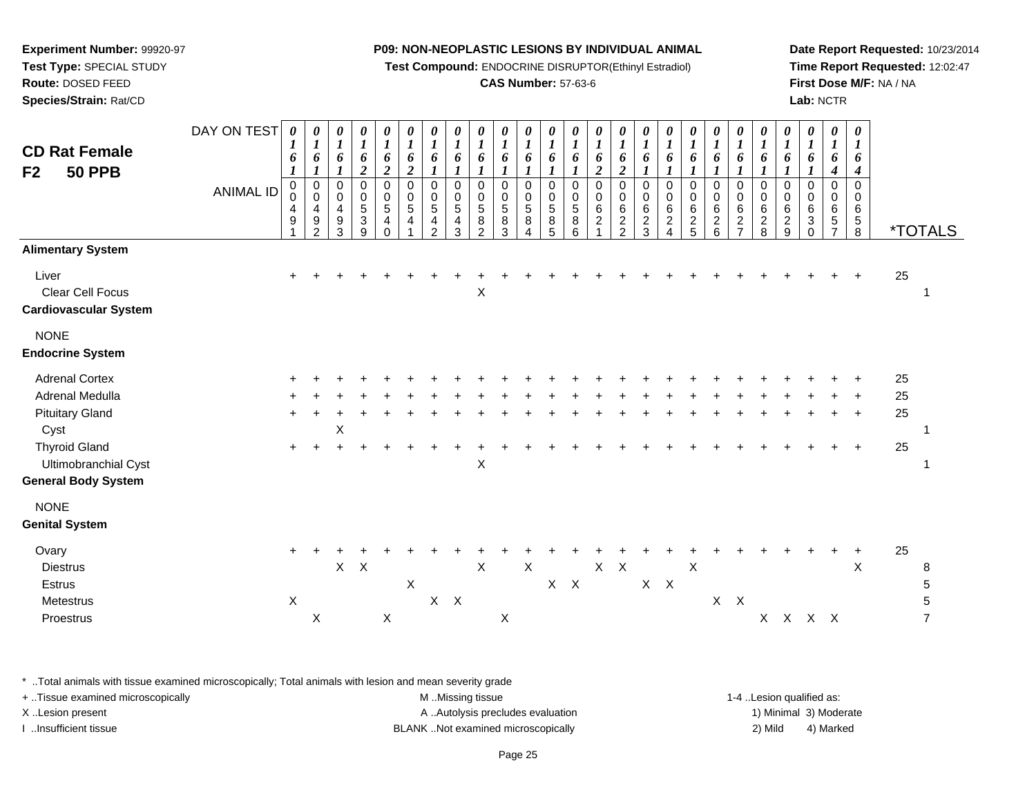**Experiment Number:** 99920-97
**Test Type:** SPECIAL STUDY
**Route:** DOSED FEED
**Species/Strain:** Rat/CD

**P09: NON-NEOPLASTIC LESIONS BY INDIVIDUAL ANIMAL**
**Test Compound:** ENDOCRINE DISRUPTOR(Ethinyl Estradiol)
**CAS Number:** 57-63-6

**Date Report Requested:** 10/23/2014
**Time Report Requested:** 12:02:47
**First Dose M/F:** NA / NA
**Lab:** NCTR

## CD Rat Female
## F2 50 PPB

| DAY ON TEST | 0161 | 0161 | 0161 | 0162 | 0162 | 0162 | 0161 | 0161 | 0161 | 0161 | 0161 | 0161 | 0161 | 0162 | 0162 | 0161 | 0161 | 0161 | 0161 | 0161 | 0161 | 0161 | 0161 | 0164 | 0164 | |
|---|---|---|---|---|---|---|---|---|---|---|---|---|---|---|---|---|---|---|---|---|---|---|---|---|---|---|
| **ANIMAL ID** | 00491 | 00492 | 00493 | 00539 | 00540 | 00541 | 00542 | 00543 | 00582 | 00583 | 00584 | 00585 | 00586 | 00621 | 00622 | 00623 | 00624 | 00625 | 00626 | 00627 | 00628 | 00629 | 00630 | 00657 | 00658 | ***TOTALS** |
| **Alimentary System** | | | | | | | | | | | | | | | | | | | | | | | | | | |
| Liver | + | + | + | + | + | + | + | + | + | + | + | + | + | + | + | + | + | + | + | + | + | + | + | + | + | 25 |
| Clear Cell Focus | | | | | | | | | X | | | | | | | | | | | | | | | | | 1 |
| **Cardiovascular System** | | | | | | | | | | | | | | | | | | | | | | | | | | |
| NONE | | | | | | | | | | | | | | | | | | | | | | | | | | |
| **Endocrine System** | | | | | | | | | | | | | | | | | | | | | | | | | | |
| Adrenal Cortex | + | + | + | + | + | + | + | + | + | + | + | + | + | + | + | + | + | + | + | + | + | + | + | + | + | 25 |
| Adrenal Medulla | + | + | + | + | + | + | + | + | + | + | + | + | + | + | + | + | + | + | + | + | + | + | + | + | + | 25 |
| Pituitary Gland | + | + | + | + | + | + | + | + | + | + | + | + | + | + | + | + | + | + | + | + | + | + | + | + | + | 25 |
| Cyst | | | X | | | | | | | | | | | | | | | | | | | | | | | 1 |
| Thyroid Gland | + | + | + | + | + | + | + | + | + | + | + | + | + | + | + | + | + | + | + | + | + | + | + | + | + | 25 |
| Ultimobranchial Cyst | | | | | | | | | X | | | | | | | | | | | | | | | | | 1 |
| **General Body System** | | | | | | | | | | | | | | | | | | | | | | | | | | |
| NONE | | | | | | | | | | | | | | | | | | | | | | | | | | |
| **Genital System** | | | | | | | | | | | | | | | | | | | | | | | | | | |
| Ovary | + | + | + | + | + | + | + | + | + | + | + | + | + | + | + | + | + | + | + | + | + | + | + | + | + | 25 |
| Diestrus | | | X | X | | | | | X | | X | | | X | X | | | X | | | | | | | X | 8 |
| Estrus | | | | | | X | | | | | | X | X | | | X | X | | | | | | | | | 5 |
| Metestrus | X | | | | | | X | X | | | | | | | | | | | X | X | | | | | | 5 |
| Proestrus | | X | | | X | | | | | X | | | | | | | | | | | X | X | X | X | | 7 |

\* ..Total animals with tissue examined microscopically; Total animals with lesion and mean severity grade
+ ..Tissue examined microscopically
X ..Lesion present
I ..Insufficient tissue

M ..Missing tissue
A ..Autolysis precludes evaluation
BLANK ..Not examined microscopically

1-4 ..Lesion qualified as:
1) Minimal 3) Moderate
2) Mild 4) Marked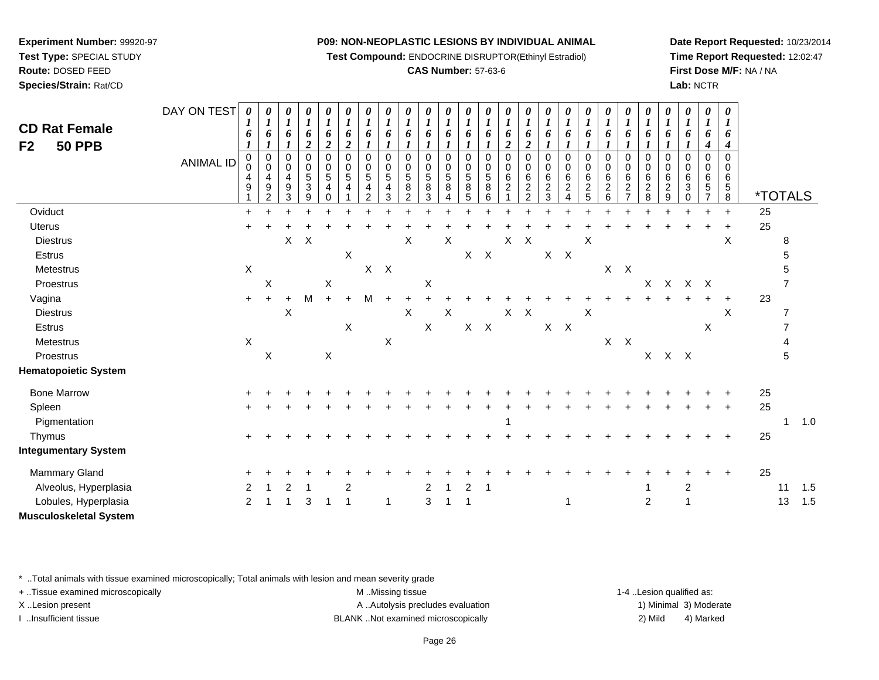**Experiment Number:** 99920-97
**Test Type:** SPECIAL STUDY
**Route:** DOSED FEED
**Species/Strain:** Rat/CD

**P09: NON-NEOPLASTIC LESIONS BY INDIVIDUAL ANIMAL**
**Test Compound:** ENDOCRINE DISRUPTOR(Ethinyl Estradiol)
**CAS Number:** 57-63-6

**Date Report Requested:** 10/23/2014
**Time Report Requested:** 12:02:47
**First Dose M/F:** NA / NA
**Lab:** NCTR

## CD Rat Female F2 50 PPB

| DAY ON TEST | 0161 | 0161 | 0161 | 0162 | 0162 | 0162 | 0161 | 0161 | 0161 | 0161 | 0161 | 0161 | 0161 | 0162 | 0162 | 0161 | 0161 | 0161 | 0161 | 0161 | 0161 | 0161 | 0161 | 0164 | 0164 | | | |
|---|---|---|---|---|---|---|---|---|---|---|---|---|---|---|---|---|---|---|---|---|---|---|---|---|---|---|---|---|
| **ANIMAL ID** | 0491 | 0492 | 0493 | 0539 | 0540 | 0541 | 0542 | 0543 | 0582 | 0583 | 0584 | 0585 | 0586 | 0621 | 0622 | 0623 | 0624 | 0625 | 0626 | 0627 | 0628 | 0629 | 0630 | 0657 | 0658 | ***TOTALS** | | |
| Oviduct | + | + | + | + | + | + | + | + | + | + | + | + | + | + | + | + | + | + | + | + | + | + | + | + | + | 25 | | |
| Uterus | + | + | + | + | + | + | + | + | + | + | + | + | + | + | + | + | + | + | + | + | + | + | + | + | + | 25 | | |
| Diestrus | | | X | X | | | | | X | | X | | | X | X | | | X | | | | | | | X | | 8 | |
| Estrus | | | | | | X | | | | | | X | X | | | X | X | | | | | | | | | | 5 | |
| Metestrus | X | | | | | | X | X | | | | | | | | | | | X | X | | | | | | | 5 | |
| Proestrus | | X | | | X | | | | | X | | | | | | | | | | | X | X | X | X | | | 7 | |
| Vagina | + | + | + | M | + | + | M | + | + | + | + | + | + | + | + | + | + | + | + | + | + | + | + | + | + | 23 | | |
| Diestrus | | | X | | | | | | X | | X | | | X | X | | | X | | | | | | | X | | 7 | |
| Estrus | | | | | | X | | | | X | | X | X | | | X | X | | | | | | | X | | | 7 | |
| Metestrus | X | | | | | | | X | | | | | | | | | | | X | X | | | | | | | 4 | |
| Proestrus | | X | | | X | | | | | | | | | | | | | | | | X | X | X | | | | 5 | |
| **Hematopoietic System** | | | | | | | | | | | | | | | | | | | | | | | | | | | | |
| Bone Marrow | + | + | + | + | + | + | + | + | + | + | + | + | + | + | + | + | + | + | + | + | + | + | + | + | + | 25 | | |
| Spleen | + | + | + | + | + | + | + | + | + | + | + | + | + | + | + | + | + | + | + | + | + | + | + | + | + | 25 | | |
| Pigmentation | | | | | | | | | | | | | | 1 | | | | | | | | | | | | | 1 | 1.0 |
| Thymus | + | + | + | + | + | + | + | + | + | + | + | + | + | + | + | + | + | + | + | + | + | + | + | + | + | 25 | | |
| **Integumentary System** | | | | | | | | | | | | | | | | | | | | | | | | | | | | |
| Mammary Gland | + | + | + | + | + | + | + | + | + | + | + | + | + | + | + | + | + | + | + | + | + | + | + | + | + | 25 | | |
| Alveolus, Hyperplasia | 2 | 1 | 2 | 1 | | 2 | | | | 2 | 1 | 2 | 1 | | | | | | | | 1 | | 2 | | | | 11 | 1.5 |
| Lobules, Hyperplasia | 2 | 1 | 1 | 3 | 1 | 1 | | 1 | | 3 | 1 | 1 | | | | | 1 | | | | 2 | | 1 | | | | 13 | 1.5 |
| **Musculoskeletal System** | | | | | | | | | | | | | | | | | | | | | | | | | | | | |

* ..Total animals with tissue examined microscopically; Total animals with lesion and mean severity grade
+ ..Tissue examined microscopically
X ..Lesion present
I ..Insufficient tissue

M ..Missing tissue
A ..Autolysis precludes evaluation
BLANK ..Not examined microscopically

1-4 ..Lesion qualified as:
1) Minimal 3) Moderate
2) Mild 4) Marked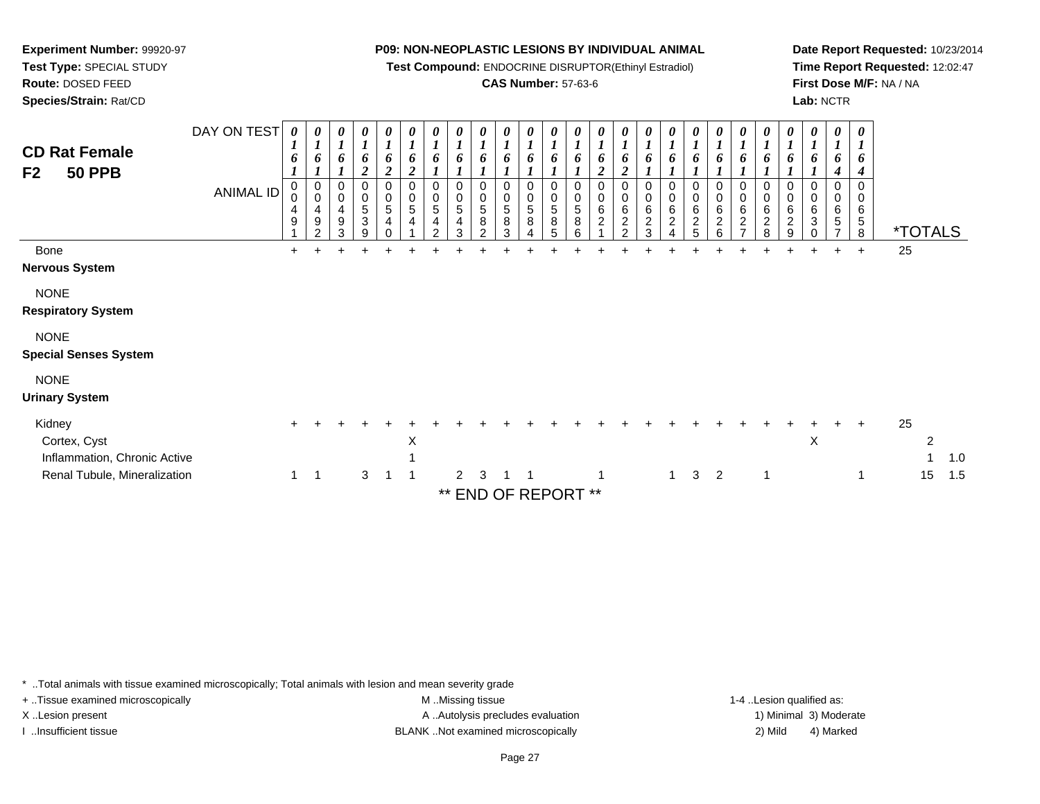**Experiment Number:** 99920-97
**Test Type:** SPECIAL STUDY
**Route:** DOSED FEED
**Species/Strain:** Rat/CD

**P09: NON-NEOPLASTIC LESIONS BY INDIVIDUAL ANIMAL**
**Test Compound:** ENDOCRINE DISRUPTOR(Ethinyl Estradiol)
**CAS Number:** 57-63-6

**Date Report Requested:** 10/23/2014
**Time Report Requested:** 12:02:47
**First Dose M/F:** NA / NA
**Lab:** NCTR

## CD Rat Female F2 50 PPB

| DAY ON TEST | 0161 | 0161 | 0161 | 0162 | 0162 | 0162 | 0161 | 0161 | 0161 | 0161 | 0161 | 0161 | 0161 | 0162 | 0162 | 0161 | 0161 | 0161 | 0161 | 0161 | 0161 | 0161 | 0161 | 0164 | 0164 | | |
|---|---|---|---|---|---|---|---|---|---|---|---|---|---|---|---|---|---|---|---|---|---|---|---|---|---|---|---|
| **ANIMAL ID** | 00491 | 00492 | 00493 | 00539 | 00540 | 00541 | 00542 | 00543 | 00582 | 00583 | 00584 | 00585 | 00586 | 00621 | 00622 | 00623 | 00624 | 00625 | 00626 | 00627 | 00628 | 00629 | 00630 | 00657 | 00658 | ***TOTALS** | |
| Bone | + | + | + | + | + | + | + | + | + | + | + | + | + | + | + | + | + | + | + | + | + | + | + | + | + | 25 | |
| **Nervous System** | | | | | | | | | | | | | | | | | | | | | | | | | | | |
| NONE | | | | | | | | | | | | | | | | | | | | | | | | | | | |
| **Respiratory System** | | | | | | | | | | | | | | | | | | | | | | | | | | | |
| NONE | | | | | | | | | | | | | | | | | | | | | | | | | | | |
| **Special Senses System** | | | | | | | | | | | | | | | | | | | | | | | | | | | |
| NONE | | | | | | | | | | | | | | | | | | | | | | | | | | | |
| **Urinary System** | | | | | | | | | | | | | | | | | | | | | | | | | | | |
| Kidney | + | + | + | + | + | + | + | + | + | + | + | + | + | + | + | + | + | + | + | + | + | + | + | + | + | 25 | |
| Cortex, Cyst | | | | | | X | | | | | | | | | | | | | | | | | X | | | 2 | |
| Inflammation, Chronic Active | | | | | | 1 | | | | | | | | | | | | | | | | | | | | 1 | 1.0 |
| Renal Tubule, Mineralization | 1 | 1 | | 3 | 1 | 1 | | 2 | 3 | 1 | 1 | | | 1 | | | 1 | 3 | 2 | | 1 | | | | 1 | 15 | 1.5 |

** END OF REPORT **

* ..Total animals with tissue examined microscopically; Total animals with lesion and mean severity grade
+ ..Tissue examined microscopically
X ..Lesion present
I ..Insufficient tissue

M ..Missing tissue
A ..Autolysis precludes evaluation
BLANK ..Not examined microscopically

1-4 ..Lesion qualified as:
1) Minimal 3) Moderate
2) Mild 4) Marked